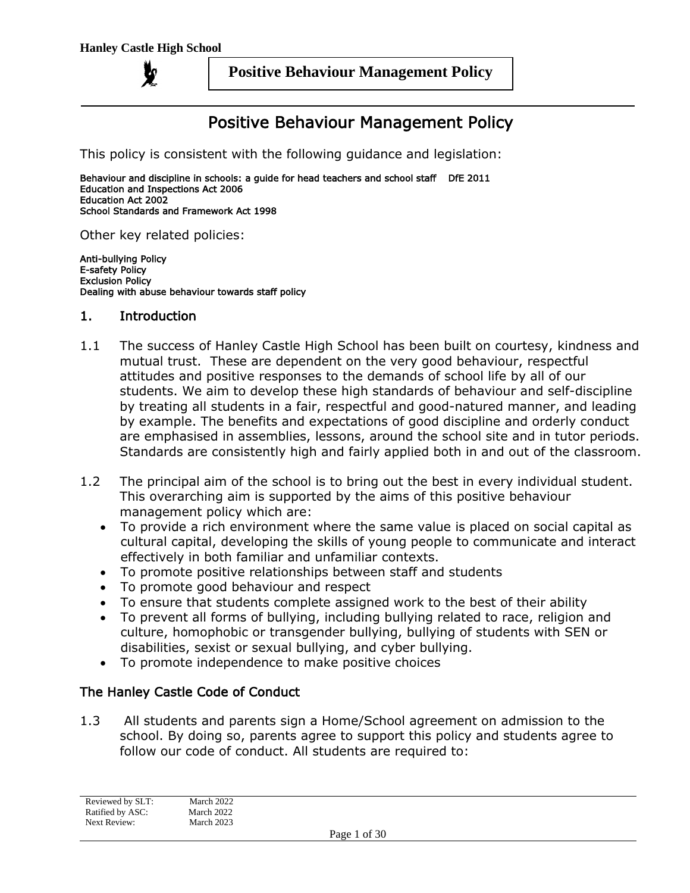# Positive Behaviour Management Policy

This policy is consistent with the following guidance and legislation:

Behaviour and discipline in schools: a guide for head teachers and school staff DfE 2011
Education and Inspections Act 2006
Education Act 2002
School Standards and Framework Act 1998

Other key related policies:

Anti-bullying Policy
E-safety Policy
Exclusion Policy
Dealing with abuse behaviour towards staff policy

## 1. Introduction

1.1 The success of Hanley Castle High School has been built on courtesy, kindness and mutual trust. These are dependent on the very good behaviour, respectful attitudes and positive responses to the demands of school life by all of our students. We aim to develop these high standards of behaviour and self-discipline by treating all students in a fair, respectful and good-natured manner, and leading by example. The benefits and expectations of good discipline and orderly conduct are emphasised in assemblies, lessons, around the school site and in tutor periods. Standards are consistently high and fairly applied both in and out of the classroom.

1.2 The principal aim of the school is to bring out the best in every individual student. This overarching aim is supported by the aims of this positive behaviour management policy which are:

- To provide a rich environment where the same value is placed on social capital as cultural capital, developing the skills of young people to communicate and interact effectively in both familiar and unfamiliar contexts.
- To promote positive relationships between staff and students
- To promote good behaviour and respect
- To ensure that students complete assigned work to the best of their ability
- To prevent all forms of bullying, including bullying related to race, religion and culture, homophobic or transgender bullying, bullying of students with SEN or disabilities, sexist or sexual bullying, and cyber bullying.
- To promote independence to make positive choices

## The Hanley Castle Code of Conduct

1.3 All students and parents sign a Home/School agreement on admission to the school. By doing so, parents agree to support this policy and students agree to follow our code of conduct. All students are required to:

Reviewed by SLT: March 2022
Ratified by ASC: March 2022
Next Review: March 2023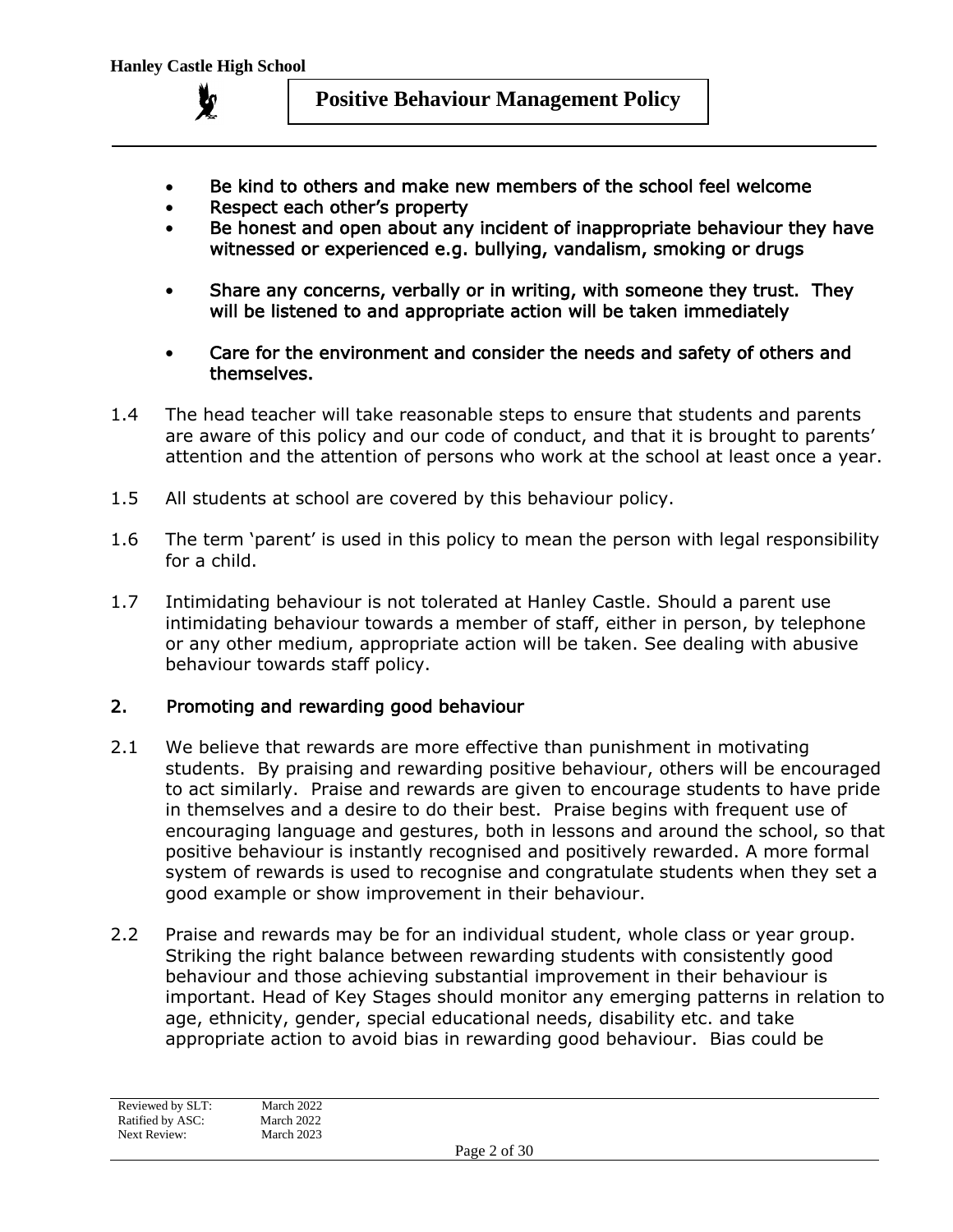- Be kind to others and make new members of the school feel welcome
- Respect each other's property
- Be honest and open about any incident of inappropriate behaviour they have witnessed or experienced e.g. bullying, vandalism, smoking or drugs
- Share any concerns, verbally or in writing, with someone they trust. They will be listened to and appropriate action will be taken immediately
- Care for the environment and consider the needs and safety of others and themselves.

1.4 The head teacher will take reasonable steps to ensure that students and parents are aware of this policy and our code of conduct, and that it is brought to parents' attention and the attention of persons who work at the school at least once a year.

1.5 All students at school are covered by this behaviour policy.

1.6 The term 'parent' is used in this policy to mean the person with legal responsibility for a child.

1.7 Intimidating behaviour is not tolerated at Hanley Castle. Should a parent use intimidating behaviour towards a member of staff, either in person, by telephone or any other medium, appropriate action will be taken. See dealing with abusive behaviour towards staff policy.

## 2. Promoting and rewarding good behaviour

2.1 We believe that rewards are more effective than punishment in motivating students. By praising and rewarding positive behaviour, others will be encouraged to act similarly. Praise and rewards are given to encourage students to have pride in themselves and a desire to do their best. Praise begins with frequent use of encouraging language and gestures, both in lessons and around the school, so that positive behaviour is instantly recognised and positively rewarded. A more formal system of rewards is used to recognise and congratulate students when they set a good example or show improvement in their behaviour.

2.2 Praise and rewards may be for an individual student, whole class or year group. Striking the right balance between rewarding students with consistently good behaviour and those achieving substantial improvement in their behaviour is important. Head of Key Stages should monitor any emerging patterns in relation to age, ethnicity, gender, special educational needs, disability etc. and take appropriate action to avoid bias in rewarding good behaviour. Bias could be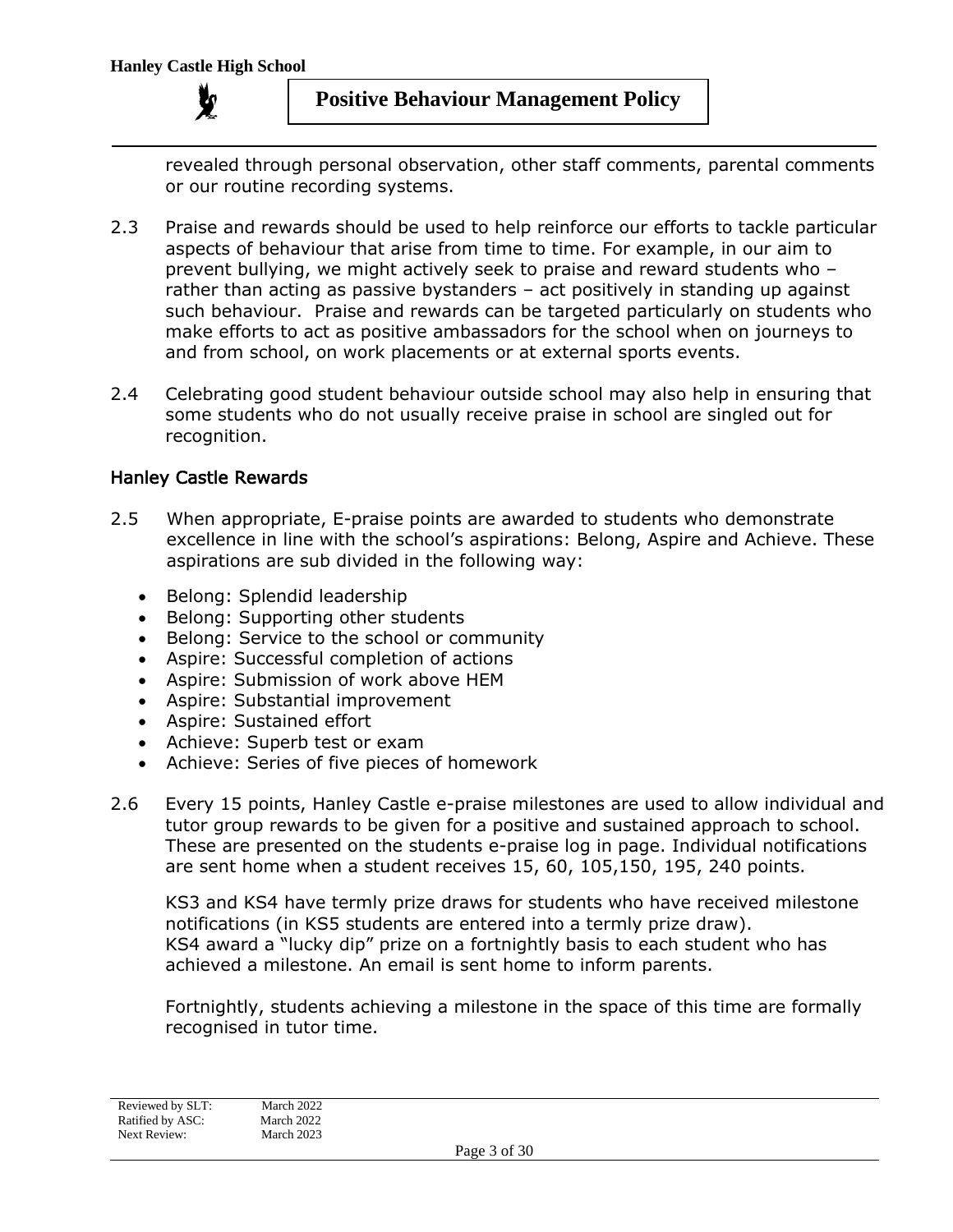revealed through personal observation, other staff comments, parental comments or our routine recording systems.

2.3 Praise and rewards should be used to help reinforce our efforts to tackle particular aspects of behaviour that arise from time to time. For example, in our aim to prevent bullying, we might actively seek to praise and reward students who – rather than acting as passive bystanders – act positively in standing up against such behaviour. Praise and rewards can be targeted particularly on students who make efforts to act as positive ambassadors for the school when on journeys to and from school, on work placements or at external sports events.

2.4 Celebrating good student behaviour outside school may also help in ensuring that some students who do not usually receive praise in school are singled out for recognition.

## Hanley Castle Rewards

2.5 When appropriate, E-praise points are awarded to students who demonstrate excellence in line with the school's aspirations: Belong, Aspire and Achieve. These aspirations are sub divided in the following way:

- Belong: Splendid leadership
- Belong: Supporting other students
- Belong: Service to the school or community
- Aspire: Successful completion of actions
- Aspire: Submission of work above HEM
- Aspire: Substantial improvement
- Aspire: Sustained effort
- Achieve: Superb test or exam
- Achieve: Series of five pieces of homework

2.6 Every 15 points, Hanley Castle e-praise milestones are used to allow individual and tutor group rewards to be given for a positive and sustained approach to school. These are presented on the students e-praise log in page. Individual notifications are sent home when a student receives 15, 60, 105,150, 195, 240 points.

KS3 and KS4 have termly prize draws for students who have received milestone notifications (in KS5 students are entered into a termly prize draw). KS4 award a "lucky dip" prize on a fortnightly basis to each student who has achieved a milestone. An email is sent home to inform parents.

Fortnightly, students achieving a milestone in the space of this time are formally recognised in tutor time.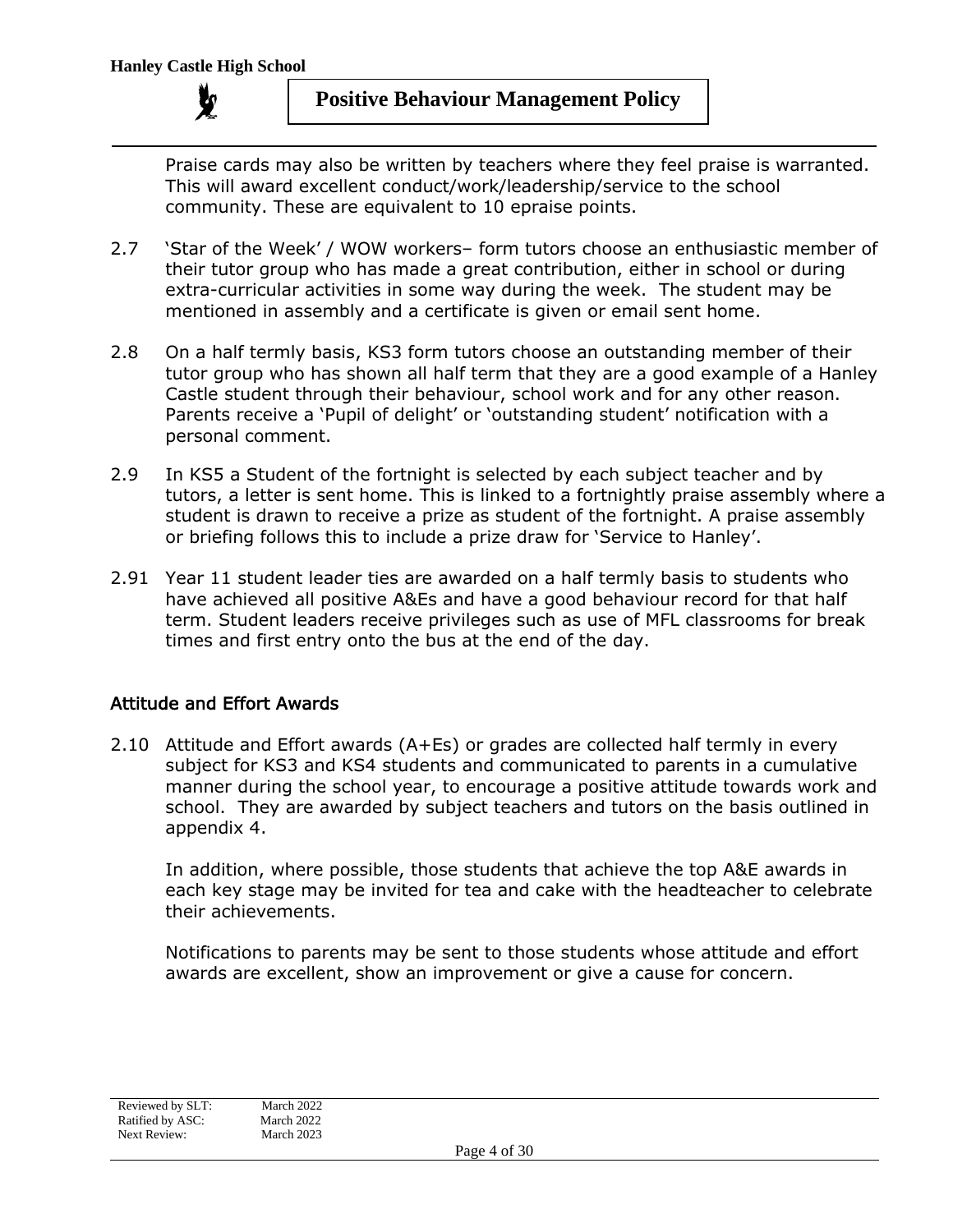Praise cards may also be written by teachers where they feel praise is warranted. This will award excellent conduct/work/leadership/service to the school community. These are equivalent to 10 epraise points.

2.7 'Star of the Week' / WOW workers– form tutors choose an enthusiastic member of their tutor group who has made a great contribution, either in school or during extra-curricular activities in some way during the week. The student may be mentioned in assembly and a certificate is given or email sent home.

2.8 On a half termly basis, KS3 form tutors choose an outstanding member of their tutor group who has shown all half term that they are a good example of a Hanley Castle student through their behaviour, school work and for any other reason. Parents receive a 'Pupil of delight' or 'outstanding student' notification with a personal comment.

2.9 In KS5 a Student of the fortnight is selected by each subject teacher and by tutors, a letter is sent home. This is linked to a fortnightly praise assembly where a student is drawn to receive a prize as student of the fortnight. A praise assembly or briefing follows this to include a prize draw for 'Service to Hanley'.

2.91 Year 11 student leader ties are awarded on a half termly basis to students who have achieved all positive A&Es and have a good behaviour record for that half term. Student leaders receive privileges such as use of MFL classrooms for break times and first entry onto the bus at the end of the day.

## Attitude and Effort Awards

2.10 Attitude and Effort awards (A+Es) or grades are collected half termly in every subject for KS3 and KS4 students and communicated to parents in a cumulative manner during the school year, to encourage a positive attitude towards work and school. They are awarded by subject teachers and tutors on the basis outlined in appendix 4.

In addition, where possible, those students that achieve the top A&E awards in each key stage may be invited for tea and cake with the headteacher to celebrate their achievements.

Notifications to parents may be sent to those students whose attitude and effort awards are excellent, show an improvement or give a cause for concern.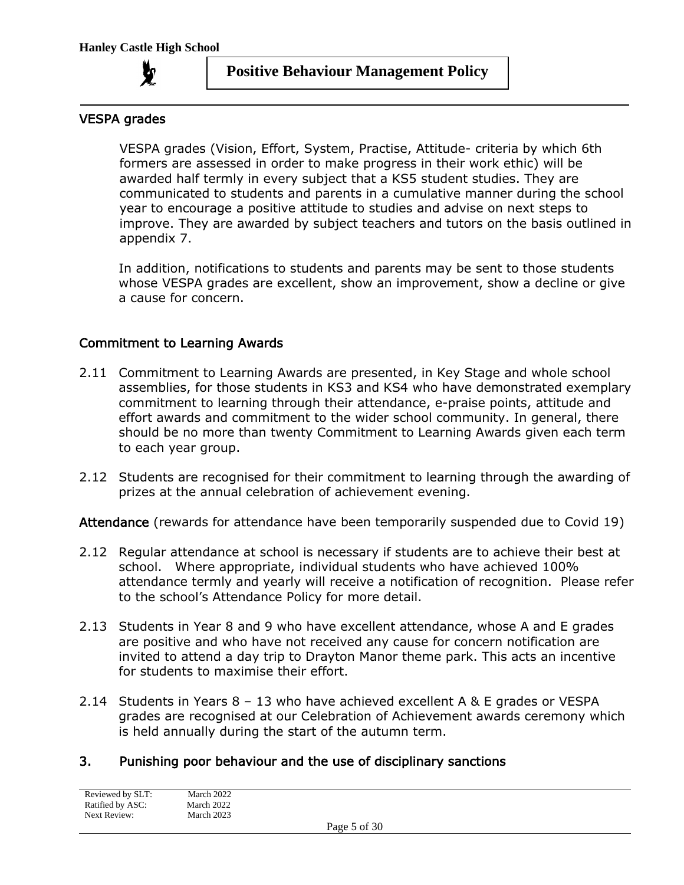### VESPA grades

VESPA grades (Vision, Effort, System, Practise, Attitude- criteria by which 6th formers are assessed in order to make progress in their work ethic) will be awarded half termly in every subject that a KS5 student studies. They are communicated to students and parents in a cumulative manner during the school year to encourage a positive attitude to studies and advise on next steps to improve. They are awarded by subject teachers and tutors on the basis outlined in appendix 7.

In addition, notifications to students and parents may be sent to those students whose VESPA grades are excellent, show an improvement, show a decline or give a cause for concern.

### Commitment to Learning Awards

2.11 Commitment to Learning Awards are presented, in Key Stage and whole school assemblies, for those students in KS3 and KS4 who have demonstrated exemplary commitment to learning through their attendance, e-praise points, attitude and effort awards and commitment to the wider school community. In general, there should be no more than twenty Commitment to Learning Awards given each term to each year group.

2.12 Students are recognised for their commitment to learning through the awarding of prizes at the annual celebration of achievement evening.

**Attendance** (rewards for attendance have been temporarily suspended due to Covid 19)

2.12 Regular attendance at school is necessary if students are to achieve their best at school. Where appropriate, individual students who have achieved 100% attendance termly and yearly will receive a notification of recognition. Please refer to the school's Attendance Policy for more detail.

2.13 Students in Year 8 and 9 who have excellent attendance, whose A and E grades are positive and who have not received any cause for concern notification are invited to attend a day trip to Drayton Manor theme park. This acts an incentive for students to maximise their effort.

2.14 Students in Years 8 – 13 who have achieved excellent A & E grades or VESPA grades are recognised at our Celebration of Achievement awards ceremony which is held annually during the start of the autumn term.

## 3. Punishing poor behaviour and the use of disciplinary sanctions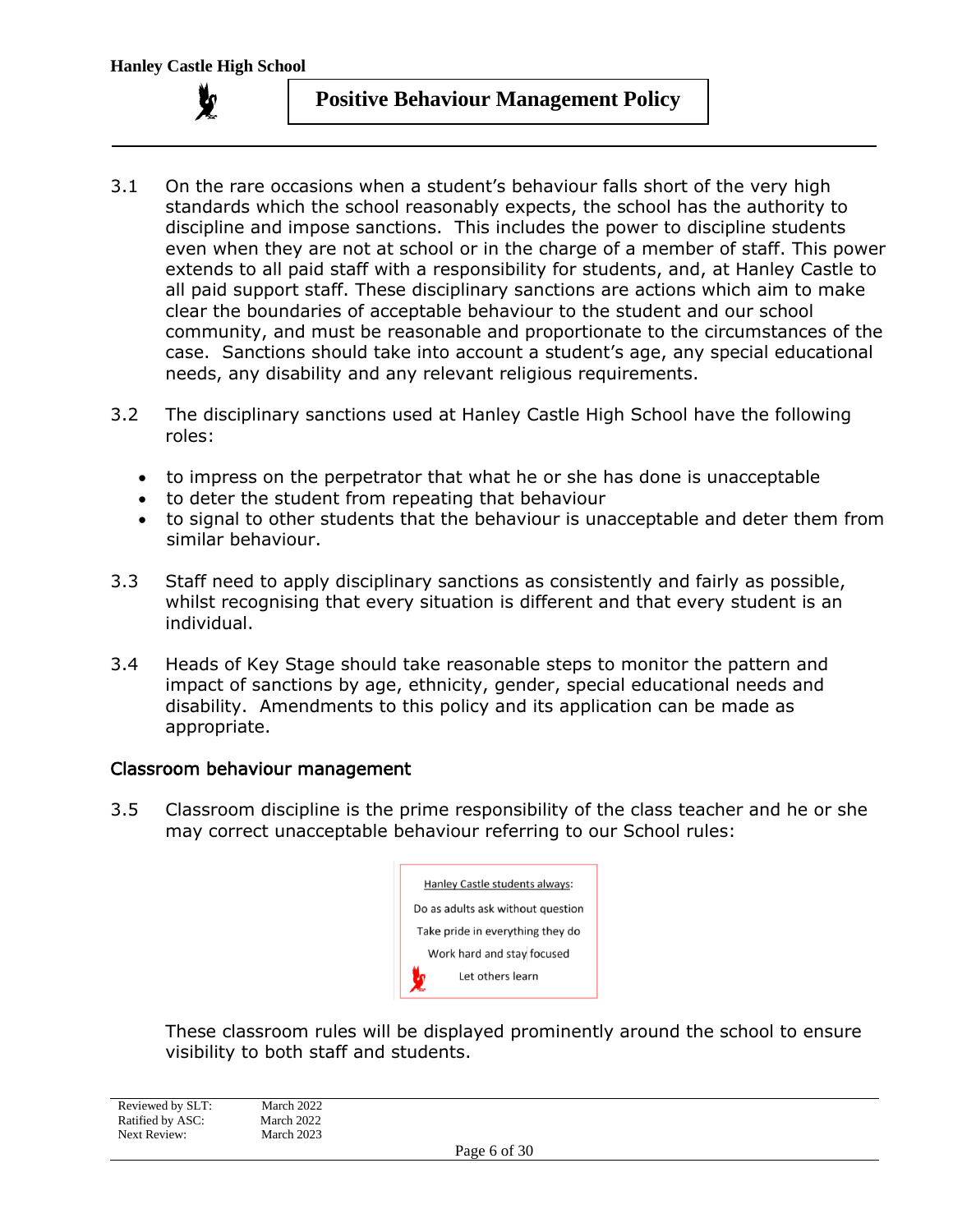3.1 On the rare occasions when a student's behaviour falls short of the very high standards which the school reasonably expects, the school has the authority to discipline and impose sanctions. This includes the power to discipline students even when they are not at school or in the charge of a member of staff. This power extends to all paid staff with a responsibility for students, and, at Hanley Castle to all paid support staff. These disciplinary sanctions are actions which aim to make clear the boundaries of acceptable behaviour to the student and our school community, and must be reasonable and proportionate to the circumstances of the case. Sanctions should take into account a student's age, any special educational needs, any disability and any relevant religious requirements.

3.2 The disciplinary sanctions used at Hanley Castle High School have the following roles:

- to impress on the perpetrator that what he or she has done is unacceptable
- to deter the student from repeating that behaviour
- to signal to other students that the behaviour is unacceptable and deter them from similar behaviour.

3.3 Staff need to apply disciplinary sanctions as consistently and fairly as possible, whilst recognising that every situation is different and that every student is an individual.

3.4 Heads of Key Stage should take reasonable steps to monitor the pattern and impact of sanctions by age, ethnicity, gender, special educational needs and disability. Amendments to this policy and its application can be made as appropriate.

## Classroom behaviour management

3.5 Classroom discipline is the prime responsibility of the class teacher and he or she may correct unacceptable behaviour referring to our School rules:

Hanley Castle students always:

Do as adults ask without question

Take pride in everything they do

Work hard and stay focused

Let others learn

These classroom rules will be displayed prominently around the school to ensure visibility to both staff and students.

Reviewed by SLT: March 2022
Ratified by ASC: March 2022
Next Review: March 2023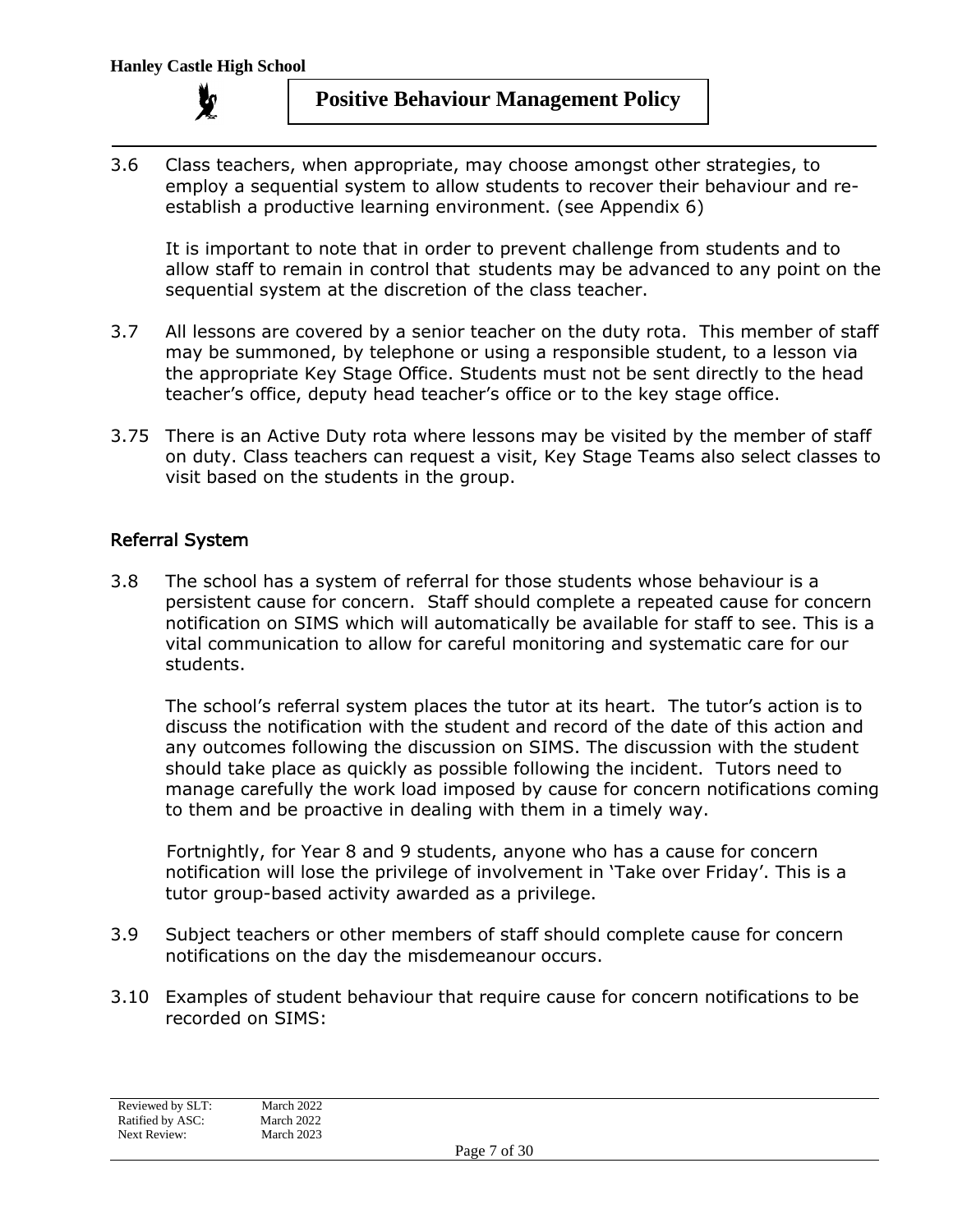3.6 Class teachers, when appropriate, may choose amongst other strategies, to employ a sequential system to allow students to recover their behaviour and re-establish a productive learning environment. (see Appendix 6)

It is important to note that in order to prevent challenge from students and to allow staff to remain in control that students may be advanced to any point on the sequential system at the discretion of the class teacher.

3.7 All lessons are covered by a senior teacher on the duty rota. This member of staff may be summoned, by telephone or using a responsible student, to a lesson via the appropriate Key Stage Office. Students must not be sent directly to the head teacher's office, deputy head teacher's office or to the key stage office.

3.75 There is an Active Duty rota where lessons may be visited by the member of staff on duty. Class teachers can request a visit, Key Stage Teams also select classes to visit based on the students in the group.

## Referral System

3.8 The school has a system of referral for those students whose behaviour is a persistent cause for concern. Staff should complete a repeated cause for concern notification on SIMS which will automatically be available for staff to see. This is a vital communication to allow for careful monitoring and systematic care for our students.

The school's referral system places the tutor at its heart. The tutor's action is to discuss the notification with the student and record of the date of this action and any outcomes following the discussion on SIMS. The discussion with the student should take place as quickly as possible following the incident. Tutors need to manage carefully the work load imposed by cause for concern notifications coming to them and be proactive in dealing with them in a timely way.

Fortnightly, for Year 8 and 9 students, anyone who has a cause for concern notification will lose the privilege of involvement in 'Take over Friday'. This is a tutor group-based activity awarded as a privilege.

3.9 Subject teachers or other members of staff should complete cause for concern notifications on the day the misdemeanour occurs.

3.10 Examples of student behaviour that require cause for concern notifications to be recorded on SIMS: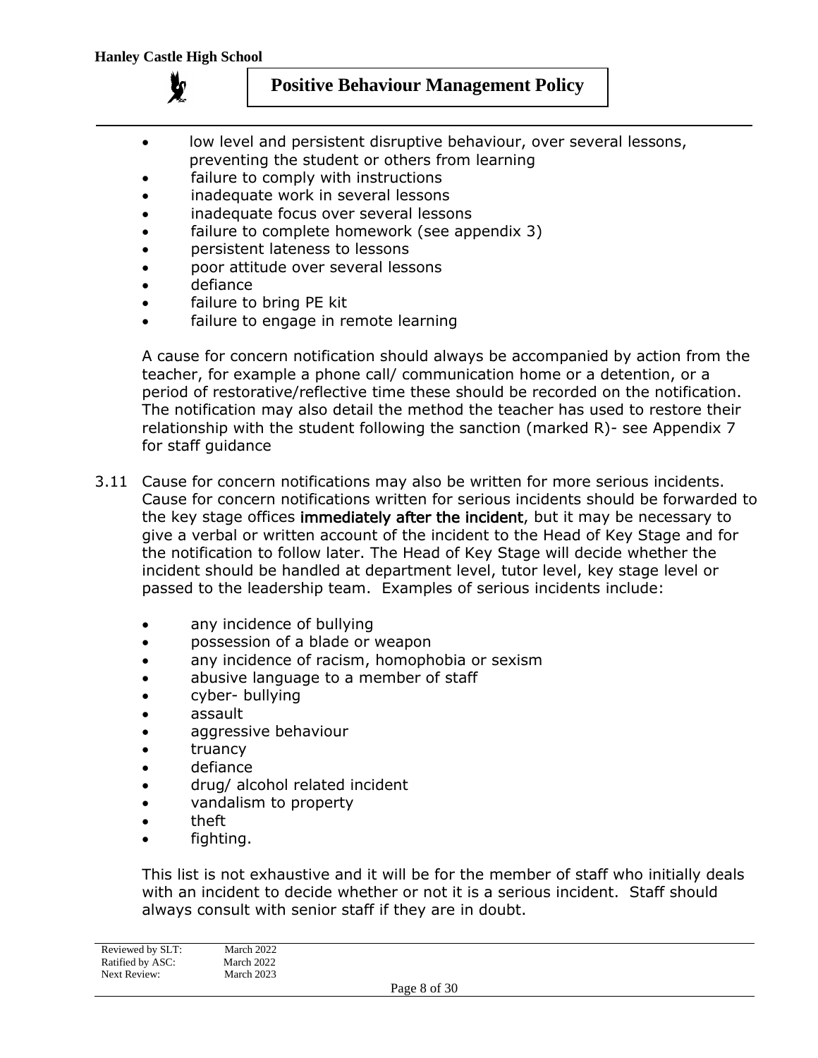- low level and persistent disruptive behaviour, over several lessons, preventing the student or others from learning
- failure to comply with instructions
- inadequate work in several lessons
- inadequate focus over several lessons
- failure to complete homework (see appendix 3)
- persistent lateness to lessons
- poor attitude over several lessons
- defiance
- failure to bring PE kit
- failure to engage in remote learning

A cause for concern notification should always be accompanied by action from the teacher, for example a phone call/ communication home or a detention, or a period of restorative/reflective time these should be recorded on the notification. The notification may also detail the method the teacher has used to restore their relationship with the student following the sanction (marked R)- see Appendix 7 for staff guidance

3.11 Cause for concern notifications may also be written for more serious incidents. Cause for concern notifications written for serious incidents should be forwarded to the key stage offices **immediately after the incident**, but it may be necessary to give a verbal or written account of the incident to the Head of Key Stage and for the notification to follow later. The Head of Key Stage will decide whether the incident should be handled at department level, tutor level, key stage level or passed to the leadership team. Examples of serious incidents include:

- any incidence of bullying
- possession of a blade or weapon
- any incidence of racism, homophobia or sexism
- abusive language to a member of staff
- cyber- bullying
- assault
- aggressive behaviour
- truancy
- defiance
- drug/ alcohol related incident
- vandalism to property
- theft
- fighting.

This list is not exhaustive and it will be for the member of staff who initially deals with an incident to decide whether or not it is a serious incident. Staff should always consult with senior staff if they are in doubt.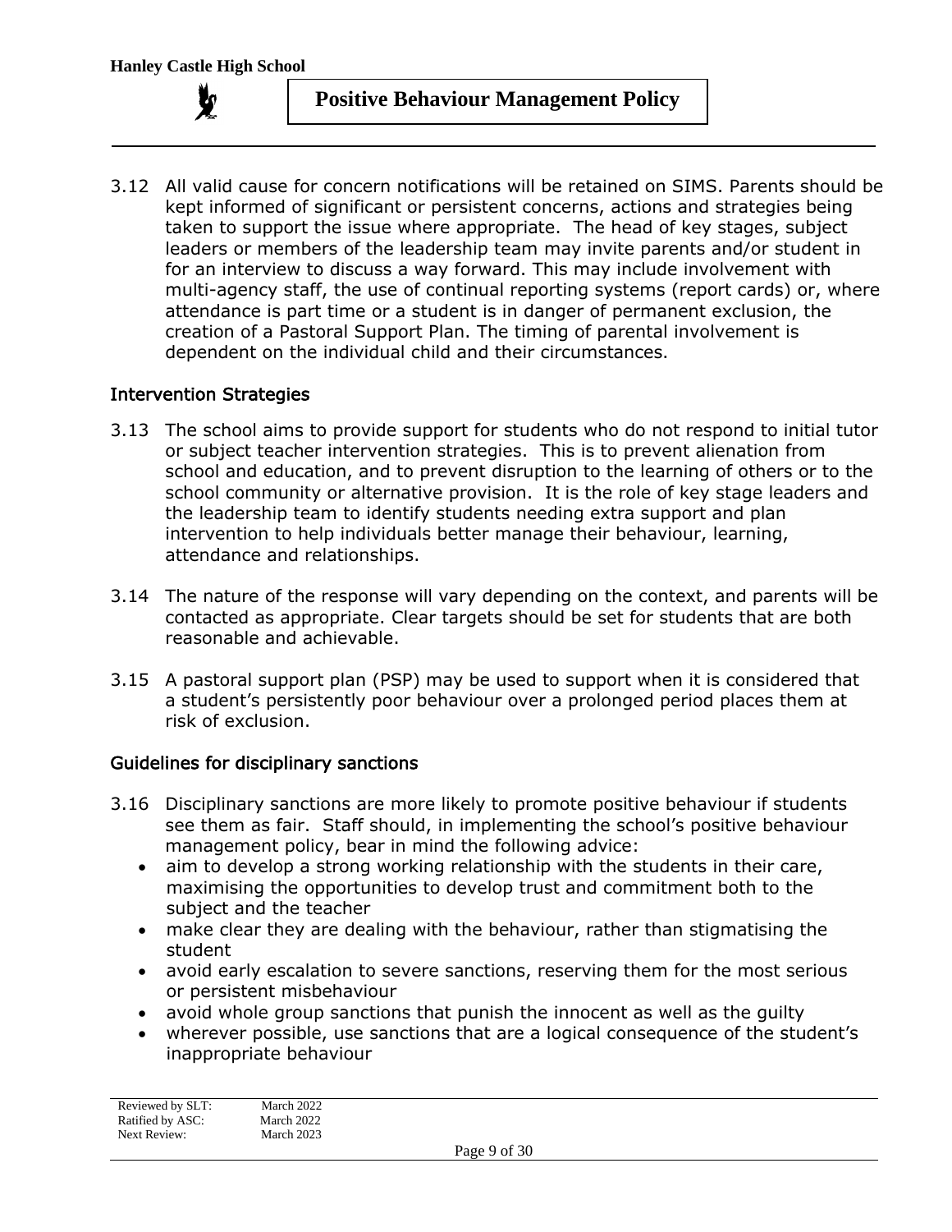3.12 All valid cause for concern notifications will be retained on SIMS. Parents should be kept informed of significant or persistent concerns, actions and strategies being taken to support the issue where appropriate. The head of key stages, subject leaders or members of the leadership team may invite parents and/or student in for an interview to discuss a way forward. This may include involvement with multi-agency staff, the use of continual reporting systems (report cards) or, where attendance is part time or a student is in danger of permanent exclusion, the creation of a Pastoral Support Plan. The timing of parental involvement is dependent on the individual child and their circumstances.

## Intervention Strategies

3.13 The school aims to provide support for students who do not respond to initial tutor or subject teacher intervention strategies. This is to prevent alienation from school and education, and to prevent disruption to the learning of others or to the school community or alternative provision. It is the role of key stage leaders and the leadership team to identify students needing extra support and plan intervention to help individuals better manage their behaviour, learning, attendance and relationships.

3.14 The nature of the response will vary depending on the context, and parents will be contacted as appropriate. Clear targets should be set for students that are both reasonable and achievable.

3.15 A pastoral support plan (PSP) may be used to support when it is considered that a student's persistently poor behaviour over a prolonged period places them at risk of exclusion.

## Guidelines for disciplinary sanctions

3.16 Disciplinary sanctions are more likely to promote positive behaviour if students see them as fair. Staff should, in implementing the school's positive behaviour management policy, bear in mind the following advice:

- aim to develop a strong working relationship with the students in their care, maximising the opportunities to develop trust and commitment both to the subject and the teacher
- make clear they are dealing with the behaviour, rather than stigmatising the student
- avoid early escalation to severe sanctions, reserving them for the most serious or persistent misbehaviour
- avoid whole group sanctions that punish the innocent as well as the guilty
- wherever possible, use sanctions that are a logical consequence of the student's inappropriate behaviour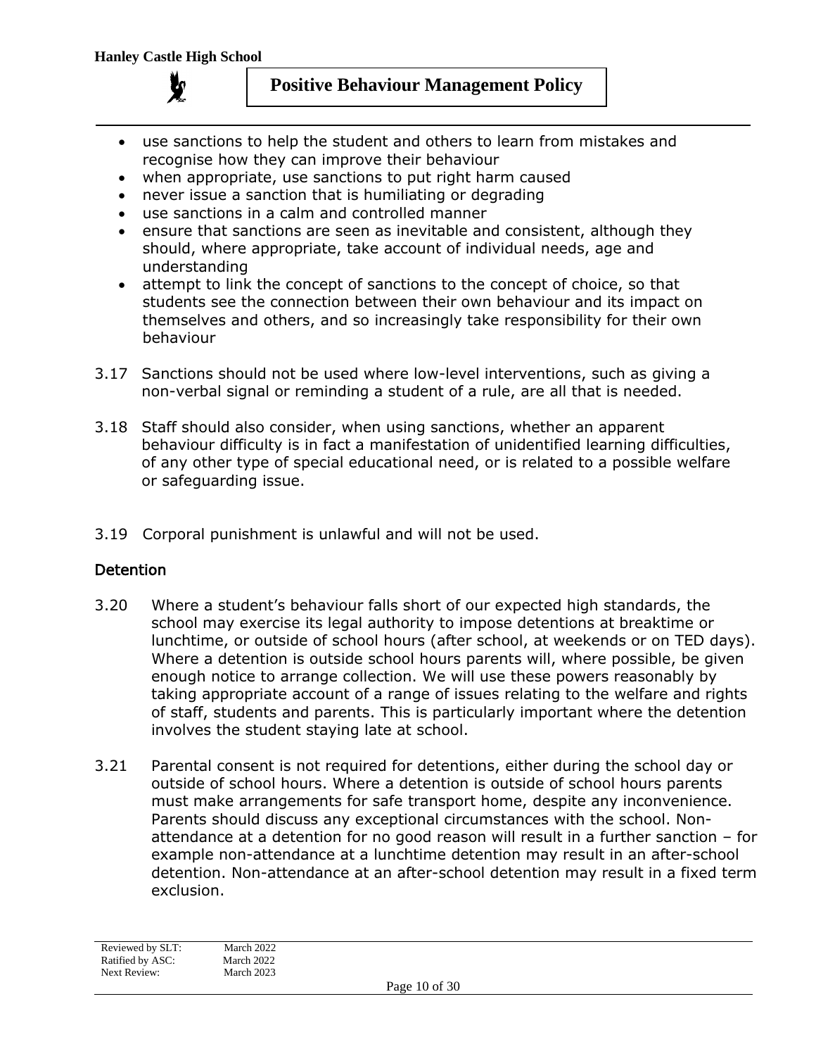- use sanctions to help the student and others to learn from mistakes and recognise how they can improve their behaviour
- when appropriate, use sanctions to put right harm caused
- never issue a sanction that is humiliating or degrading
- use sanctions in a calm and controlled manner
- ensure that sanctions are seen as inevitable and consistent, although they should, where appropriate, take account of individual needs, age and understanding
- attempt to link the concept of sanctions to the concept of choice, so that students see the connection between their own behaviour and its impact on themselves and others, and so increasingly take responsibility for their own behaviour

3.17 Sanctions should not be used where low-level interventions, such as giving a non-verbal signal or reminding a student of a rule, are all that is needed.

3.18 Staff should also consider, when using sanctions, whether an apparent behaviour difficulty is in fact a manifestation of unidentified learning difficulties, of any other type of special educational need, or is related to a possible welfare or safeguarding issue.

3.19 Corporal punishment is unlawful and will not be used.

## Detention

3.20 Where a student's behaviour falls short of our expected high standards, the school may exercise its legal authority to impose detentions at breaktime or lunchtime, or outside of school hours (after school, at weekends or on TED days). Where a detention is outside school hours parents will, where possible, be given enough notice to arrange collection. We will use these powers reasonably by taking appropriate account of a range of issues relating to the welfare and rights of staff, students and parents. This is particularly important where the detention involves the student staying late at school.

3.21 Parental consent is not required for detentions, either during the school day or outside of school hours. Where a detention is outside of school hours parents must make arrangements for safe transport home, despite any inconvenience. Parents should discuss any exceptional circumstances with the school. Non-attendance at a detention for no good reason will result in a further sanction – for example non-attendance at a lunchtime detention may result in an after-school detention. Non-attendance at an after-school detention may result in a fixed term exclusion.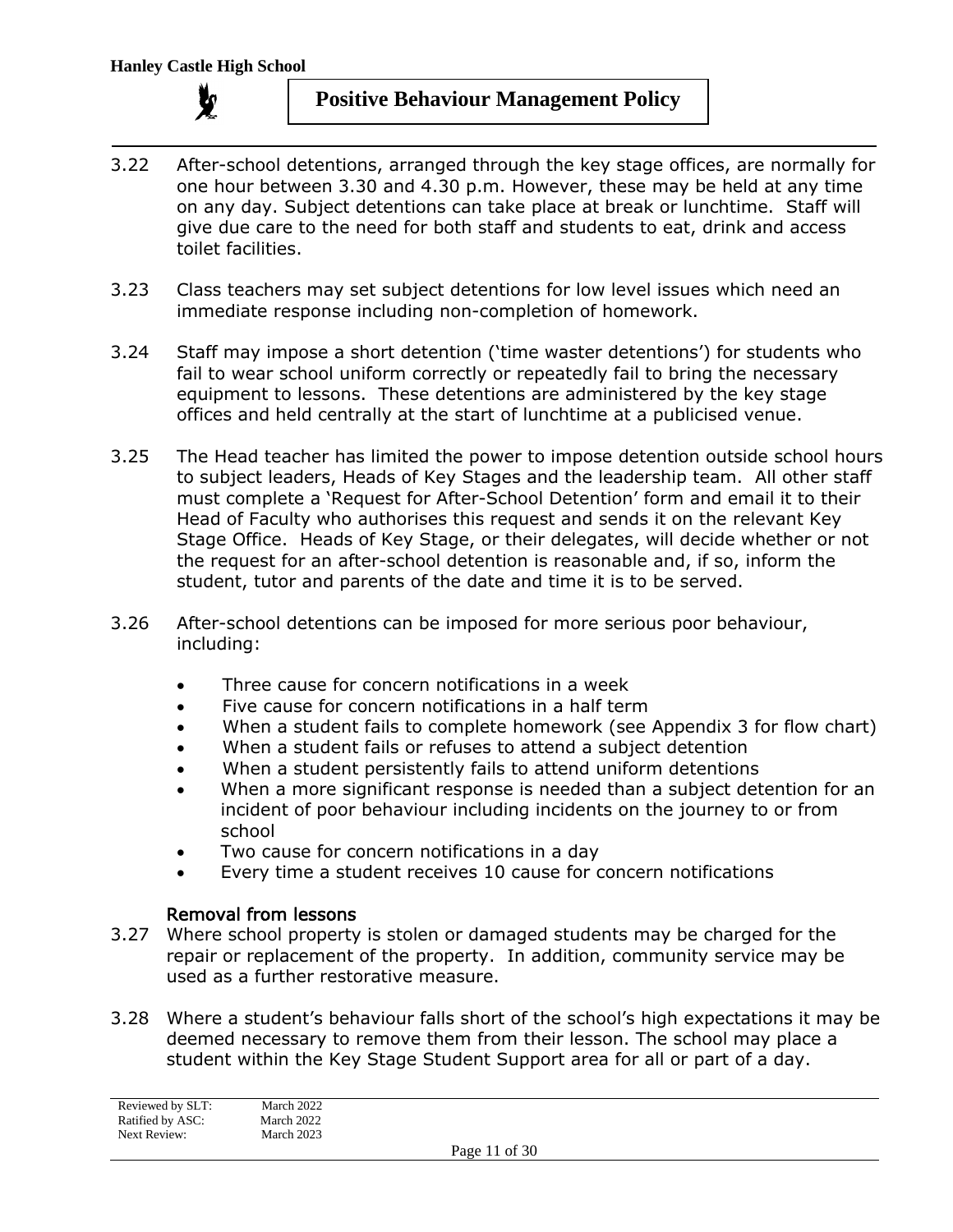3.22 After-school detentions, arranged through the key stage offices, are normally for one hour between 3.30 and 4.30 p.m. However, these may be held at any time on any day. Subject detentions can take place at break or lunchtime. Staff will give due care to the need for both staff and students to eat, drink and access toilet facilities.

3.23 Class teachers may set subject detentions for low level issues which need an immediate response including non-completion of homework.

3.24 Staff may impose a short detention ('time waster detentions') for students who fail to wear school uniform correctly or repeatedly fail to bring the necessary equipment to lessons. These detentions are administered by the key stage offices and held centrally at the start of lunchtime at a publicised venue.

3.25 The Head teacher has limited the power to impose detention outside school hours to subject leaders, Heads of Key Stages and the leadership team. All other staff must complete a 'Request for After-School Detention' form and email it to their Head of Faculty who authorises this request and sends it on the relevant Key Stage Office. Heads of Key Stage, or their delegates, will decide whether or not the request for an after-school detention is reasonable and, if so, inform the student, tutor and parents of the date and time it is to be served.

3.26 After-school detentions can be imposed for more serious poor behaviour, including:

- Three cause for concern notifications in a week
- Five cause for concern notifications in a half term
- When a student fails to complete homework (see Appendix 3 for flow chart)
- When a student fails or refuses to attend a subject detention
- When a student persistently fails to attend uniform detentions
- When a more significant response is needed than a subject detention for an incident of poor behaviour including incidents on the journey to or from school
- Two cause for concern notifications in a day
- Every time a student receives 10 cause for concern notifications

### Removal from lessons

3.27 Where school property is stolen or damaged students may be charged for the repair or replacement of the property. In addition, community service may be used as a further restorative measure.

3.28 Where a student's behaviour falls short of the school's high expectations it may be deemed necessary to remove them from their lesson. The school may place a student within the Key Stage Student Support area for all or part of a day.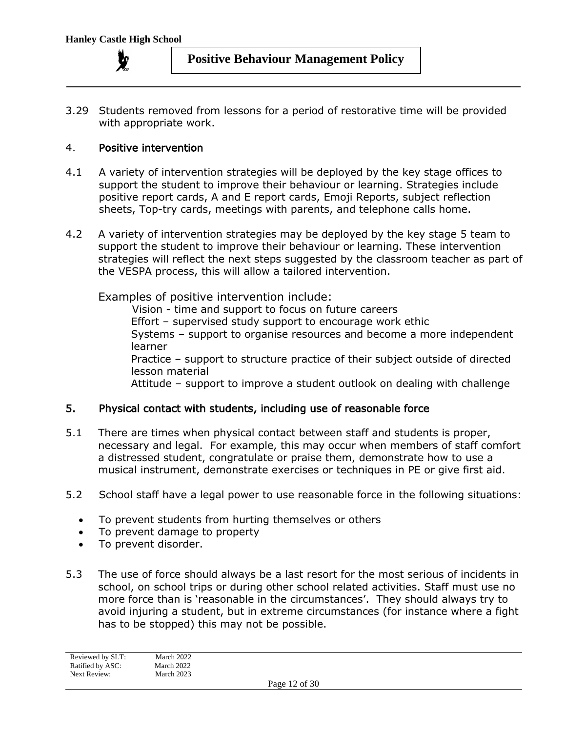3.29 Students removed from lessons for a period of restorative time will be provided with appropriate work.

## 4. Positive intervention

4.1 A variety of intervention strategies will be deployed by the key stage offices to support the student to improve their behaviour or learning. Strategies include positive report cards, A and E report cards, Emoji Reports, subject reflection sheets, Top-try cards, meetings with parents, and telephone calls home.

4.2 A variety of intervention strategies may be deployed by the key stage 5 team to support the student to improve their behaviour or learning. These intervention strategies will reflect the next steps suggested by the classroom teacher as part of the VESPA process, this will allow a tailored intervention.

Examples of positive intervention include:

Vision - time and support to focus on future careers
Effort – supervised study support to encourage work ethic
Systems – support to organise resources and become a more independent learner
Practice – support to structure practice of their subject outside of directed lesson material
Attitude – support to improve a student outlook on dealing with challenge

## 5. Physical contact with students, including use of reasonable force

5.1 There are times when physical contact between staff and students is proper, necessary and legal. For example, this may occur when members of staff comfort a distressed student, congratulate or praise them, demonstrate how to use a musical instrument, demonstrate exercises or techniques in PE or give first aid.

5.2 School staff have a legal power to use reasonable force in the following situations:

- To prevent students from hurting themselves or others
- To prevent damage to property
- To prevent disorder.

5.3 The use of force should always be a last resort for the most serious of incidents in school, on school trips or during other school related activities. Staff must use no more force than is 'reasonable in the circumstances'. They should always try to avoid injuring a student, but in extreme circumstances (for instance where a fight has to be stopped) this may not be possible.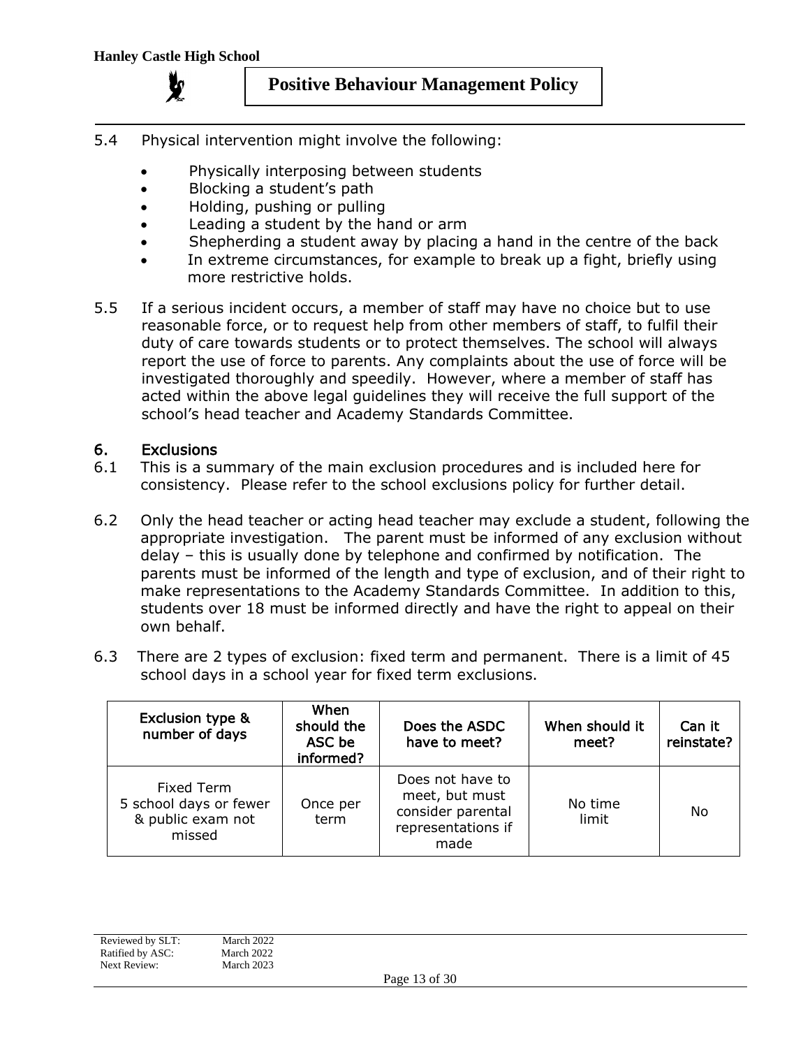5.4 Physical intervention might involve the following:

- Physically interposing between students
- Blocking a student's path
- Holding, pushing or pulling
- Leading a student by the hand or arm
- Shepherding a student away by placing a hand in the centre of the back
- In extreme circumstances, for example to break up a fight, briefly using more restrictive holds.

5.5 If a serious incident occurs, a member of staff may have no choice but to use reasonable force, or to request help from other members of staff, to fulfil their duty of care towards students or to protect themselves. The school will always report the use of force to parents. Any complaints about the use of force will be investigated thoroughly and speedily. However, where a member of staff has acted within the above legal guidelines they will receive the full support of the school's head teacher and Academy Standards Committee.

## 6. Exclusions

6.1 This is a summary of the main exclusion procedures and is included here for consistency. Please refer to the school exclusions policy for further detail.

6.2 Only the head teacher or acting head teacher may exclude a student, following the appropriate investigation. The parent must be informed of any exclusion without delay – this is usually done by telephone and confirmed by notification. The parents must be informed of the length and type of exclusion, and of their right to make representations to the Academy Standards Committee. In addition to this, students over 18 must be informed directly and have the right to appeal on their own behalf.

6.3 There are 2 types of exclusion: fixed term and permanent. There is a limit of 45 school days in a school year for fixed term exclusions.

| Exclusion type & number of days | When should the ASC be informed? | Does the ASDC have to meet? | When should it meet? | Can it reinstate? |
|---|---|---|---|---|
| Fixed Term 5 school days or fewer & public exam not missed | Once per term | Does not have to meet, but must consider parental representations if made | No time limit | No |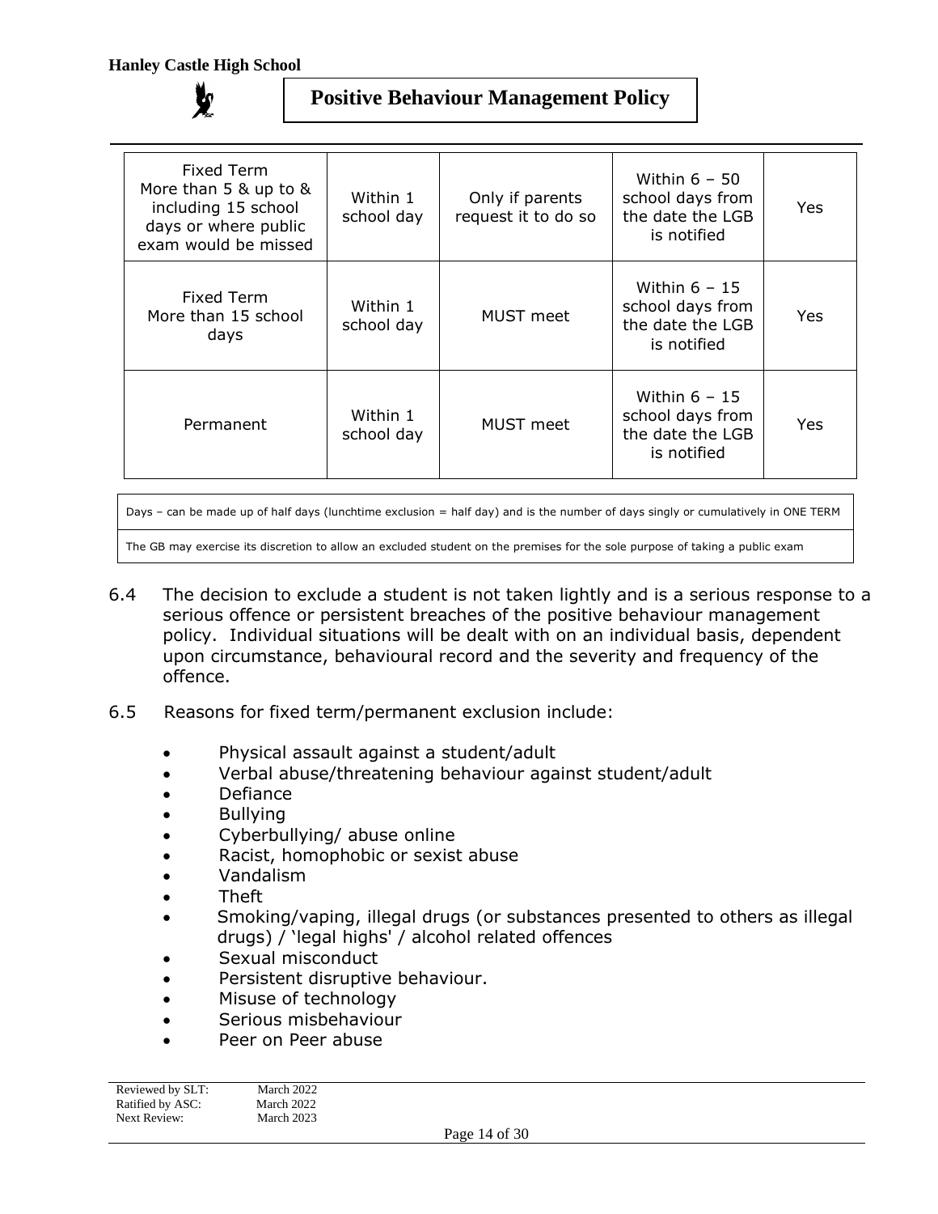| Fixed Term More than 5 & up to & including 15 school days or where public exam would be missed | Within 1 school day | Only if parents request it to do so | Within 6 – 50 school days from the date the LGB is notified | Yes |
|---|---|---|---|---|
| Fixed Term More than 15 school days | Within 1 school day | MUST meet | Within 6 – 15 school days from the date the LGB is notified | Yes |
| Permanent | Within 1 school day | MUST meet | Within 6 – 15 school days from the date the LGB is notified | Yes |

Days – can be made up of half days (lunchtime exclusion = half day) and is the number of days singly or cumulatively in ONE TERM

The GB may exercise its discretion to allow an excluded student on the premises for the sole purpose of taking a public exam

6.4 The decision to exclude a student is not taken lightly and is a serious response to a serious offence or persistent breaches of the positive behaviour management policy. Individual situations will be dealt with on an individual basis, dependent upon circumstance, behavioural record and the severity and frequency of the offence.

6.5 Reasons for fixed term/permanent exclusion include:

- Physical assault against a student/adult
- Verbal abuse/threatening behaviour against student/adult
- Defiance
- Bullying
- Cyberbullying/ abuse online
- Racist, homophobic or sexist abuse
- Vandalism
- Theft
- Smoking/vaping, illegal drugs (or substances presented to others as illegal drugs) / 'legal highs' / alcohol related offences
- Sexual misconduct
- Persistent disruptive behaviour.
- Misuse of technology
- Serious misbehaviour
- Peer on Peer abuse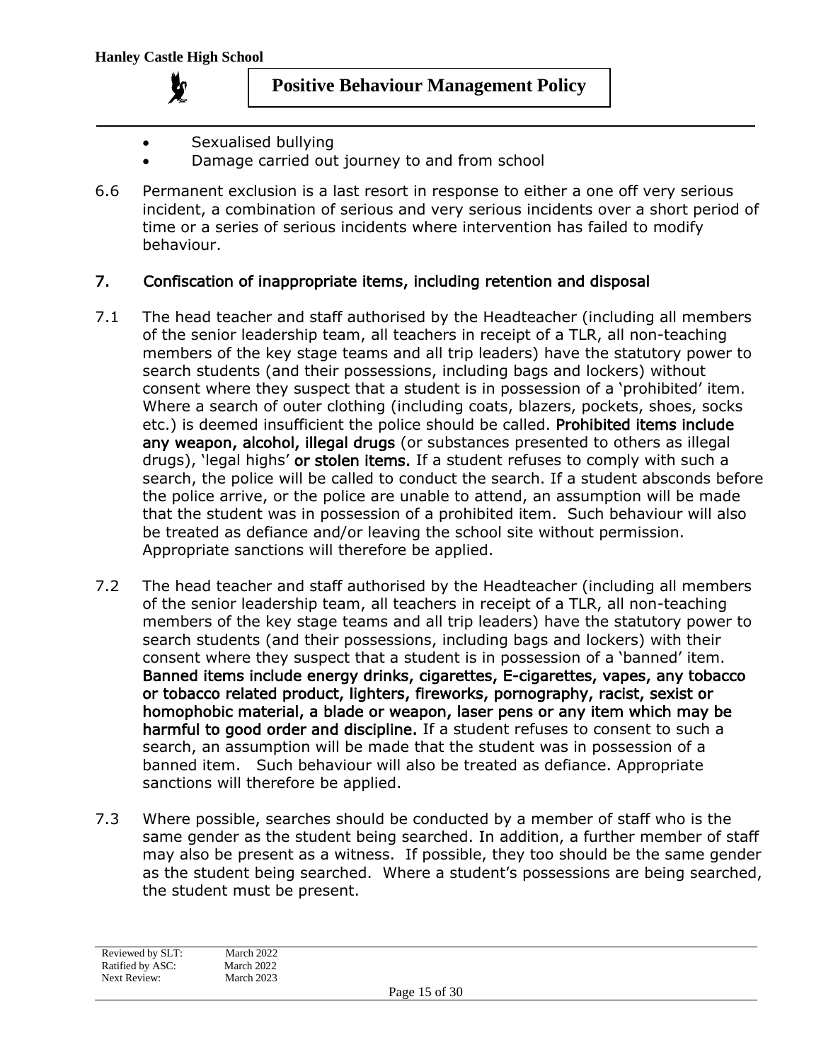- Sexualised bullying
- Damage carried out journey to and from school

6.6 Permanent exclusion is a last resort in response to either a one off very serious incident, a combination of serious and very serious incidents over a short period of time or a series of serious incidents where intervention has failed to modify behaviour.

## 7. Confiscation of inappropriate items, including retention and disposal

7.1 The head teacher and staff authorised by the Headteacher (including all members of the senior leadership team, all teachers in receipt of a TLR, all non-teaching members of the key stage teams and all trip leaders) have the statutory power to search students (and their possessions, including bags and lockers) without consent where they suspect that a student is in possession of a 'prohibited' item. Where a search of outer clothing (including coats, blazers, pockets, shoes, socks etc.) is deemed insufficient the police should be called. **Prohibited items include any weapon, alcohol, illegal drugs** (or substances presented to others as illegal drugs), 'legal highs' **or stolen items.** If a student refuses to comply with such a search, the police will be called to conduct the search. If a student absconds before the police arrive, or the police are unable to attend, an assumption will be made that the student was in possession of a prohibited item. Such behaviour will also be treated as defiance and/or leaving the school site without permission. Appropriate sanctions will therefore be applied.

7.2 The head teacher and staff authorised by the Headteacher (including all members of the senior leadership team, all teachers in receipt of a TLR, all non-teaching members of the key stage teams and all trip leaders) have the statutory power to search students (and their possessions, including bags and lockers) with their consent where they suspect that a student is in possession of a 'banned' item. **Banned items include energy drinks, cigarettes, E-cigarettes, vapes, any tobacco or tobacco related product, lighters, fireworks, pornography, racist, sexist or homophobic material, a blade or weapon, laser pens or any item which may be harmful to good order and discipline.** If a student refuses to consent to such a search, an assumption will be made that the student was in possession of a banned item. Such behaviour will also be treated as defiance. Appropriate sanctions will therefore be applied.

7.3 Where possible, searches should be conducted by a member of staff who is the same gender as the student being searched. In addition, a further member of staff may also be present as a witness. If possible, they too should be the same gender as the student being searched. Where a student's possessions are being searched, the student must be present.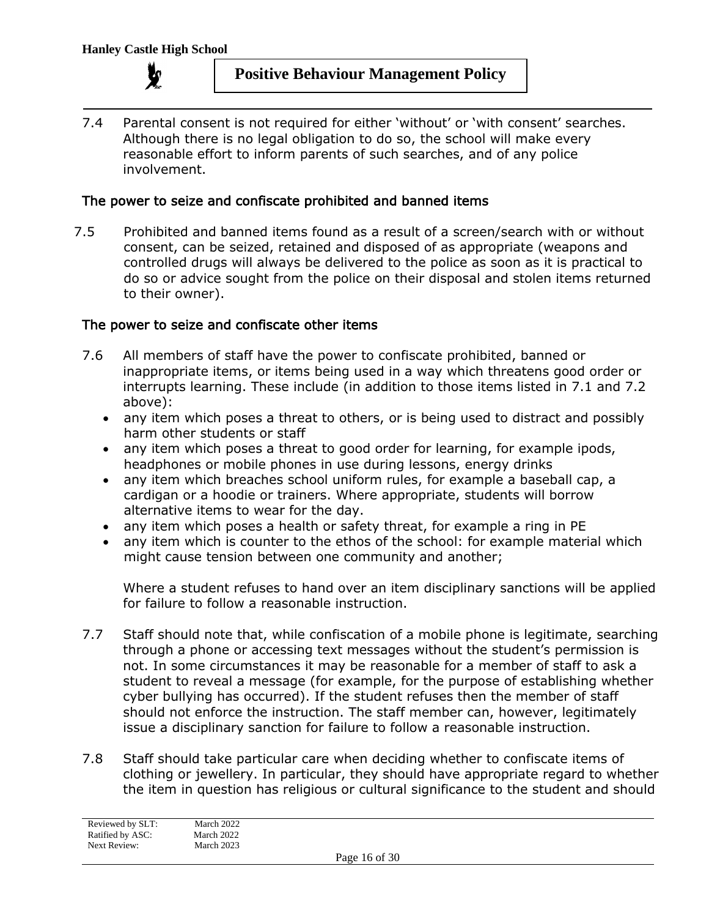7.4 Parental consent is not required for either 'without' or 'with consent' searches. Although there is no legal obligation to do so, the school will make every reasonable effort to inform parents of such searches, and of any police involvement.

### The power to seize and confiscate prohibited and banned items

7.5 Prohibited and banned items found as a result of a screen/search with or without consent, can be seized, retained and disposed of as appropriate (weapons and controlled drugs will always be delivered to the police as soon as it is practical to do so or advice sought from the police on their disposal and stolen items returned to their owner).

### The power to seize and confiscate other items

7.6 All members of staff have the power to confiscate prohibited, banned or inappropriate items, or items being used in a way which threatens good order or interrupts learning. These include (in addition to those items listed in 7.1 and 7.2 above):

- any item which poses a threat to others, or is being used to distract and possibly harm other students or staff
- any item which poses a threat to good order for learning, for example ipods, headphones or mobile phones in use during lessons, energy drinks
- any item which breaches school uniform rules, for example a baseball cap, a cardigan or a hoodie or trainers. Where appropriate, students will borrow alternative items to wear for the day.
- any item which poses a health or safety threat, for example a ring in PE
- any item which is counter to the ethos of the school: for example material which might cause tension between one community and another;

Where a student refuses to hand over an item disciplinary sanctions will be applied for failure to follow a reasonable instruction.

7.7 Staff should note that, while confiscation of a mobile phone is legitimate, searching through a phone or accessing text messages without the student's permission is not. In some circumstances it may be reasonable for a member of staff to ask a student to reveal a message (for example, for the purpose of establishing whether cyber bullying has occurred). If the student refuses then the member of staff should not enforce the instruction. The staff member can, however, legitimately issue a disciplinary sanction for failure to follow a reasonable instruction.

7.8 Staff should take particular care when deciding whether to confiscate items of clothing or jewellery. In particular, they should have appropriate regard to whether the item in question has religious or cultural significance to the student and should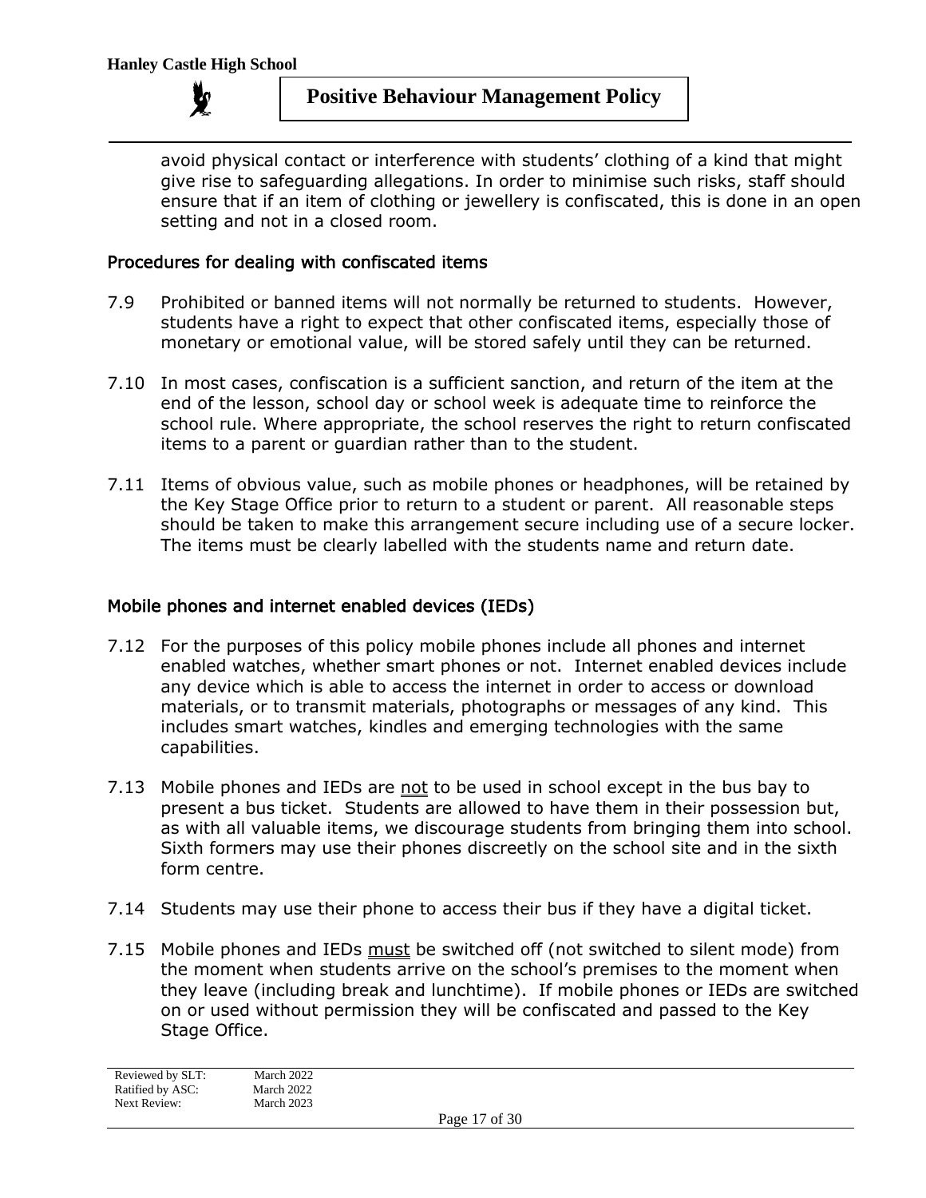avoid physical contact or interference with students' clothing of a kind that might give rise to safeguarding allegations. In order to minimise such risks, staff should ensure that if an item of clothing or jewellery is confiscated, this is done in an open setting and not in a closed room.

## Procedures for dealing with confiscated items

7.9 Prohibited or banned items will not normally be returned to students. However, students have a right to expect that other confiscated items, especially those of monetary or emotional value, will be stored safely until they can be returned.

7.10 In most cases, confiscation is a sufficient sanction, and return of the item at the end of the lesson, school day or school week is adequate time to reinforce the school rule. Where appropriate, the school reserves the right to return confiscated items to a parent or guardian rather than to the student.

7.11 Items of obvious value, such as mobile phones or headphones, will be retained by the Key Stage Office prior to return to a student or parent. All reasonable steps should be taken to make this arrangement secure including use of a secure locker. The items must be clearly labelled with the students name and return date.

## Mobile phones and internet enabled devices (IEDs)

7.12 For the purposes of this policy mobile phones include all phones and internet enabled watches, whether smart phones or not. Internet enabled devices include any device which is able to access the internet in order to access or download materials, or to transmit materials, photographs or messages of any kind. This includes smart watches, kindles and emerging technologies with the same capabilities.

7.13 Mobile phones and IEDs are <u>not</u> to be used in school except in the bus bay to present a bus ticket. Students are allowed to have them in their possession but, as with all valuable items, we discourage students from bringing them into school. Sixth formers may use their phones discreetly on the school site and in the sixth form centre.

7.14 Students may use their phone to access their bus if they have a digital ticket.

7.15 Mobile phones and IEDs <u>must</u> be switched off (not switched to silent mode) from the moment when students arrive on the school's premises to the moment when they leave (including break and lunchtime). If mobile phones or IEDs are switched on or used without permission they will be confiscated and passed to the Key Stage Office.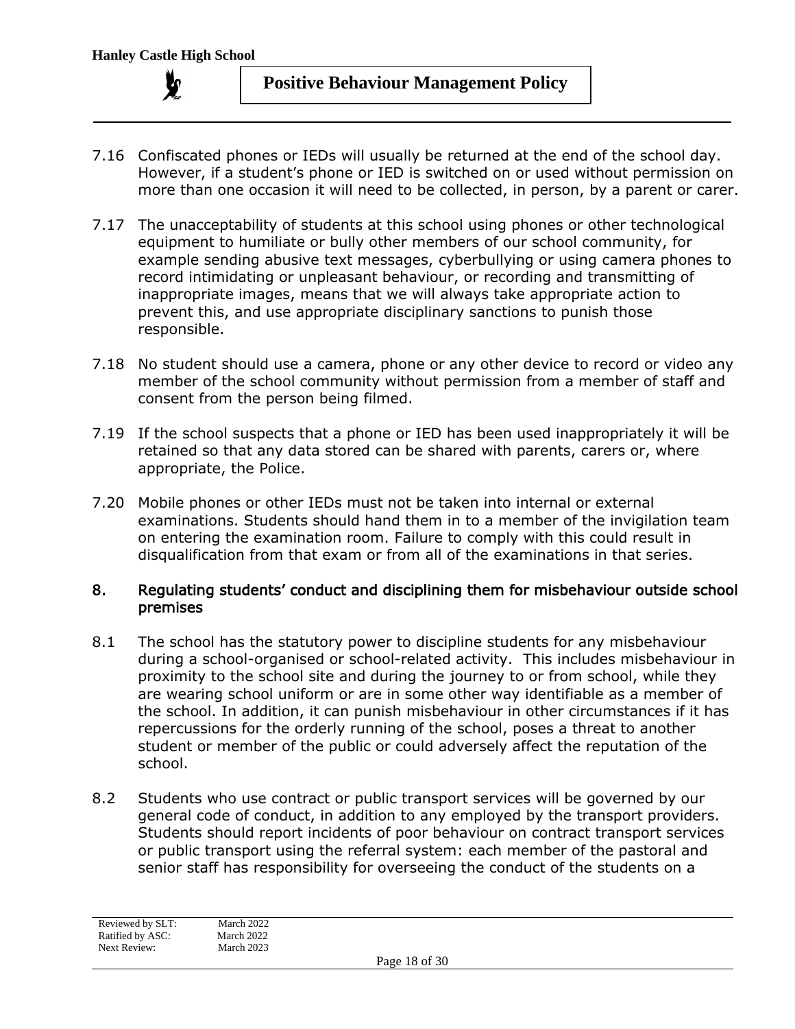7.16 Confiscated phones or IEDs will usually be returned at the end of the school day. However, if a student's phone or IED is switched on or used without permission on more than one occasion it will need to be collected, in person, by a parent or carer.

7.17 The unacceptability of students at this school using phones or other technological equipment to humiliate or bully other members of our school community, for example sending abusive text messages, cyberbullying or using camera phones to record intimidating or unpleasant behaviour, or recording and transmitting of inappropriate images, means that we will always take appropriate action to prevent this, and use appropriate disciplinary sanctions to punish those responsible.

7.18 No student should use a camera, phone or any other device to record or video any member of the school community without permission from a member of staff and consent from the person being filmed.

7.19 If the school suspects that a phone or IED has been used inappropriately it will be retained so that any data stored can be shared with parents, carers or, where appropriate, the Police.

7.20 Mobile phones or other IEDs must not be taken into internal or external examinations. Students should hand them in to a member of the invigilation team on entering the examination room. Failure to comply with this could result in disqualification from that exam or from all of the examinations in that series.

## 8. Regulating students' conduct and disciplining them for misbehaviour outside school premises

8.1 The school has the statutory power to discipline students for any misbehaviour during a school-organised or school-related activity. This includes misbehaviour in proximity to the school site and during the journey to or from school, while they are wearing school uniform or are in some other way identifiable as a member of the school. In addition, it can punish misbehaviour in other circumstances if it has repercussions for the orderly running of the school, poses a threat to another student or member of the public or could adversely affect the reputation of the school.

8.2 Students who use contract or public transport services will be governed by our general code of conduct, in addition to any employed by the transport providers. Students should report incidents of poor behaviour on contract transport services or public transport using the referral system: each member of the pastoral and senior staff has responsibility for overseeing the conduct of the students on a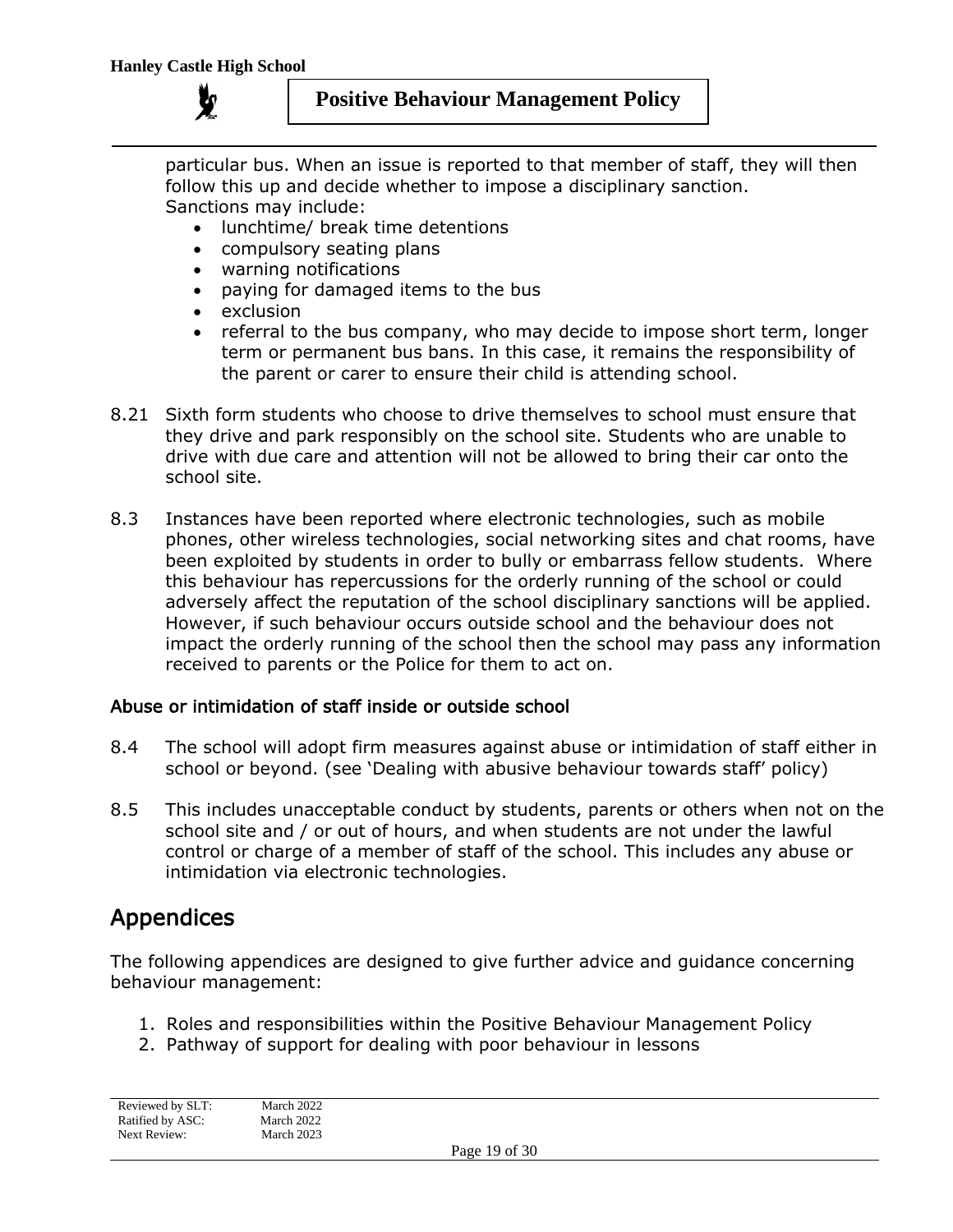particular bus. When an issue is reported to that member of staff, they will then follow this up and decide whether to impose a disciplinary sanction. Sanctions may include:

- lunchtime/ break time detentions
- compulsory seating plans
- warning notifications
- paying for damaged items to the bus
- exclusion
- referral to the bus company, who may decide to impose short term, longer term or permanent bus bans. In this case, it remains the responsibility of the parent or carer to ensure their child is attending school.

8.21 Sixth form students who choose to drive themselves to school must ensure that they drive and park responsibly on the school site. Students who are unable to drive with due care and attention will not be allowed to bring their car onto the school site.

8.3 Instances have been reported where electronic technologies, such as mobile phones, other wireless technologies, social networking sites and chat rooms, have been exploited by students in order to bully or embarrass fellow students. Where this behaviour has repercussions for the orderly running of the school or could adversely affect the reputation of the school disciplinary sanctions will be applied. However, if such behaviour occurs outside school and the behaviour does not impact the orderly running of the school then the school may pass any information received to parents or the Police for them to act on.

### Abuse or intimidation of staff inside or outside school

8.4 The school will adopt firm measures against abuse or intimidation of staff either in school or beyond. (see 'Dealing with abusive behaviour towards staff' policy)

8.5 This includes unacceptable conduct by students, parents or others when not on the school site and / or out of hours, and when students are not under the lawful control or charge of a member of staff of the school. This includes any abuse or intimidation via electronic technologies.

## Appendices

The following appendices are designed to give further advice and guidance concerning behaviour management:

1. Roles and responsibilities within the Positive Behaviour Management Policy
2. Pathway of support for dealing with poor behaviour in lessons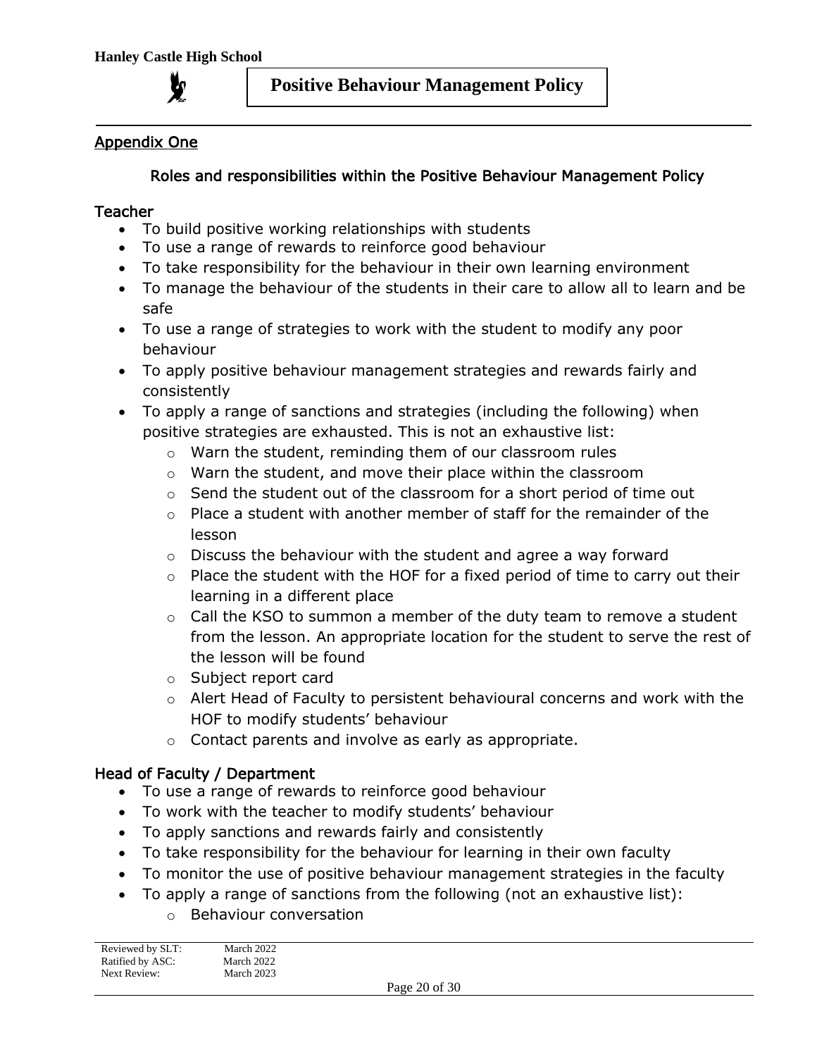## Appendix One

### Roles and responsibilities within the Positive Behaviour Management Policy

**Teacher**

- To build positive working relationships with students
- To use a range of rewards to reinforce good behaviour
- To take responsibility for the behaviour in their own learning environment
- To manage the behaviour of the students in their care to allow all to learn and be safe
- To use a range of strategies to work with the student to modify any poor behaviour
- To apply positive behaviour management strategies and rewards fairly and consistently
- To apply a range of sanctions and strategies (including the following) when positive strategies are exhausted. This is not an exhaustive list:
  - Warn the student, reminding them of our classroom rules
  - Warn the student, and move their place within the classroom
  - Send the student out of the classroom for a short period of time out
  - Place a student with another member of staff for the remainder of the lesson
  - Discuss the behaviour with the student and agree a way forward
  - Place the student with the HOF for a fixed period of time to carry out their learning in a different place
  - Call the KSO to summon a member of the duty team to remove a student from the lesson. An appropriate location for the student to serve the rest of the lesson will be found
  - Subject report card
  - Alert Head of Faculty to persistent behavioural concerns and work with the HOF to modify students' behaviour
  - Contact parents and involve as early as appropriate.

**Head of Faculty / Department**

- To use a range of rewards to reinforce good behaviour
- To work with the teacher to modify students' behaviour
- To apply sanctions and rewards fairly and consistently
- To take responsibility for the behaviour for learning in their own faculty
- To monitor the use of positive behaviour management strategies in the faculty
- To apply a range of sanctions from the following (not an exhaustive list):
  - Behaviour conversation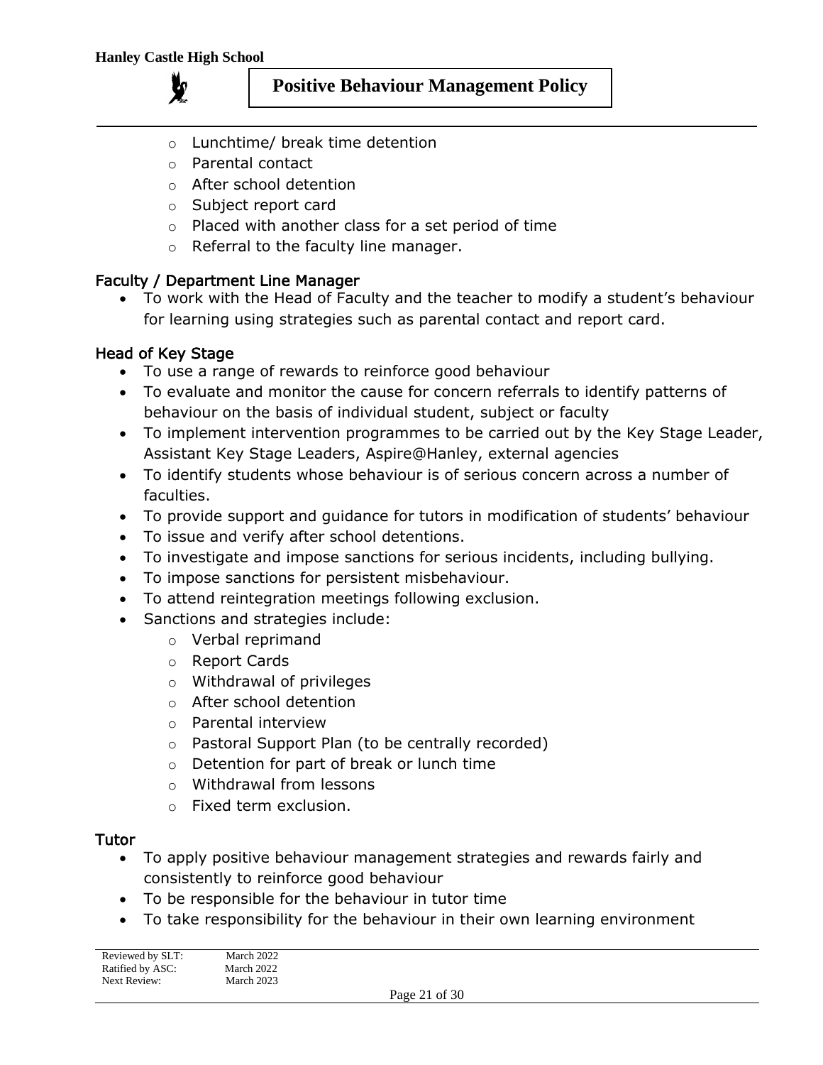- Lunchtime/ break time detention
  - Parental contact
  - After school detention
  - Subject report card
  - Placed with another class for a set period of time
  - Referral to the faculty line manager.

### Faculty / Department Line Manager

- To work with the Head of Faculty and the teacher to modify a student's behaviour for learning using strategies such as parental contact and report card.

### Head of Key Stage

- To use a range of rewards to reinforce good behaviour
- To evaluate and monitor the cause for concern referrals to identify patterns of behaviour on the basis of individual student, subject or faculty
- To implement intervention programmes to be carried out by the Key Stage Leader, Assistant Key Stage Leaders, Aspire@Hanley, external agencies
- To identify students whose behaviour is of serious concern across a number of faculties.
- To provide support and guidance for tutors in modification of students' behaviour
- To issue and verify after school detentions.
- To investigate and impose sanctions for serious incidents, including bullying.
- To impose sanctions for persistent misbehaviour.
- To attend reintegration meetings following exclusion.
- Sanctions and strategies include:
  - Verbal reprimand
  - Report Cards
  - Withdrawal of privileges
  - After school detention
  - Parental interview
  - Pastoral Support Plan (to be centrally recorded)
  - Detention for part of break or lunch time
  - Withdrawal from lessons
  - Fixed term exclusion.

### Tutor

- To apply positive behaviour management strategies and rewards fairly and consistently to reinforce good behaviour
- To be responsible for the behaviour in tutor time
- To take responsibility for the behaviour in their own learning environment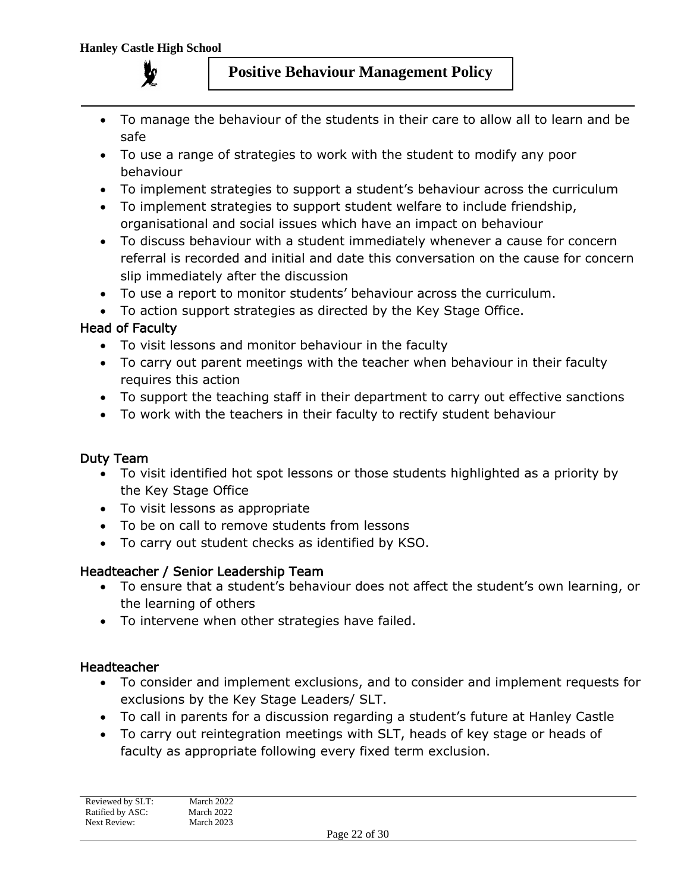- To manage the behaviour of the students in their care to allow all to learn and be safe
- To use a range of strategies to work with the student to modify any poor behaviour
- To implement strategies to support a student's behaviour across the curriculum
- To implement strategies to support student welfare to include friendship, organisational and social issues which have an impact on behaviour
- To discuss behaviour with a student immediately whenever a cause for concern referral is recorded and initial and date this conversation on the cause for concern slip immediately after the discussion
- To use a report to monitor students' behaviour across the curriculum.
- To action support strategies as directed by the Key Stage Office.

### Head of Faculty

- To visit lessons and monitor behaviour in the faculty
- To carry out parent meetings with the teacher when behaviour in their faculty requires this action
- To support the teaching staff in their department to carry out effective sanctions
- To work with the teachers in their faculty to rectify student behaviour

### Duty Team

- To visit identified hot spot lessons or those students highlighted as a priority by the Key Stage Office
- To visit lessons as appropriate
- To be on call to remove students from lessons
- To carry out student checks as identified by KSO.

### Headteacher / Senior Leadership Team

- To ensure that a student's behaviour does not affect the student's own learning, or the learning of others
- To intervene when other strategies have failed.

### Headteacher

- To consider and implement exclusions, and to consider and implement requests for exclusions by the Key Stage Leaders/ SLT.
- To call in parents for a discussion regarding a student's future at Hanley Castle
- To carry out reintegration meetings with SLT, heads of key stage or heads of faculty as appropriate following every fixed term exclusion.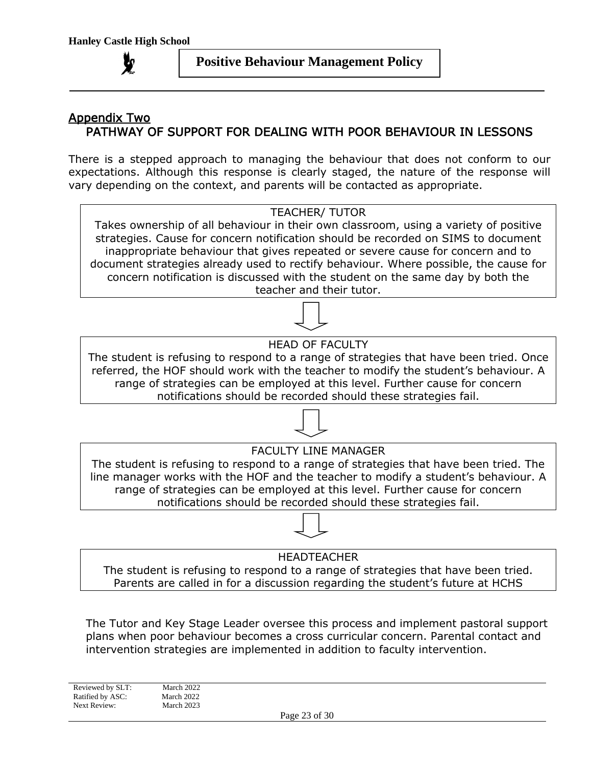## Appendix Two

### PATHWAY OF SUPPORT FOR DEALING WITH POOR BEHAVIOUR IN LESSONS

There is a stepped approach to managing the behaviour that does not conform to our expectations. Although this response is clearly staged, the nature of the response will vary depending on the context, and parents will be contacted as appropriate.

**TEACHER/ TUTOR**

Takes ownership of all behaviour in their own classroom, using a variety of positive strategies. Cause for concern notification should be recorded on SIMS to document inappropriate behaviour that gives repeated or severe cause for concern and to document strategies already used to rectify behaviour. Where possible, the cause for concern notification is discussed with the student on the same day by both the teacher and their tutor.

↓

**HEAD OF FACULTY**

The student is refusing to respond to a range of strategies that have been tried. Once referred, the HOF should work with the teacher to modify the student's behaviour. A range of strategies can be employed at this level. Further cause for concern notifications should be recorded should these strategies fail.

↓

**FACULTY LINE MANAGER**

The student is refusing to respond to a range of strategies that have been tried. The line manager works with the HOF and the teacher to modify a student's behaviour. A range of strategies can be employed at this level. Further cause for concern notifications should be recorded should these strategies fail.

↓

**HEADTEACHER**

The student is refusing to respond to a range of strategies that have been tried. Parents are called in for a discussion regarding the student's future at HCHS

The Tutor and Key Stage Leader oversee this process and implement pastoral support plans when poor behaviour becomes a cross curricular concern. Parental contact and intervention strategies are implemented in addition to faculty intervention.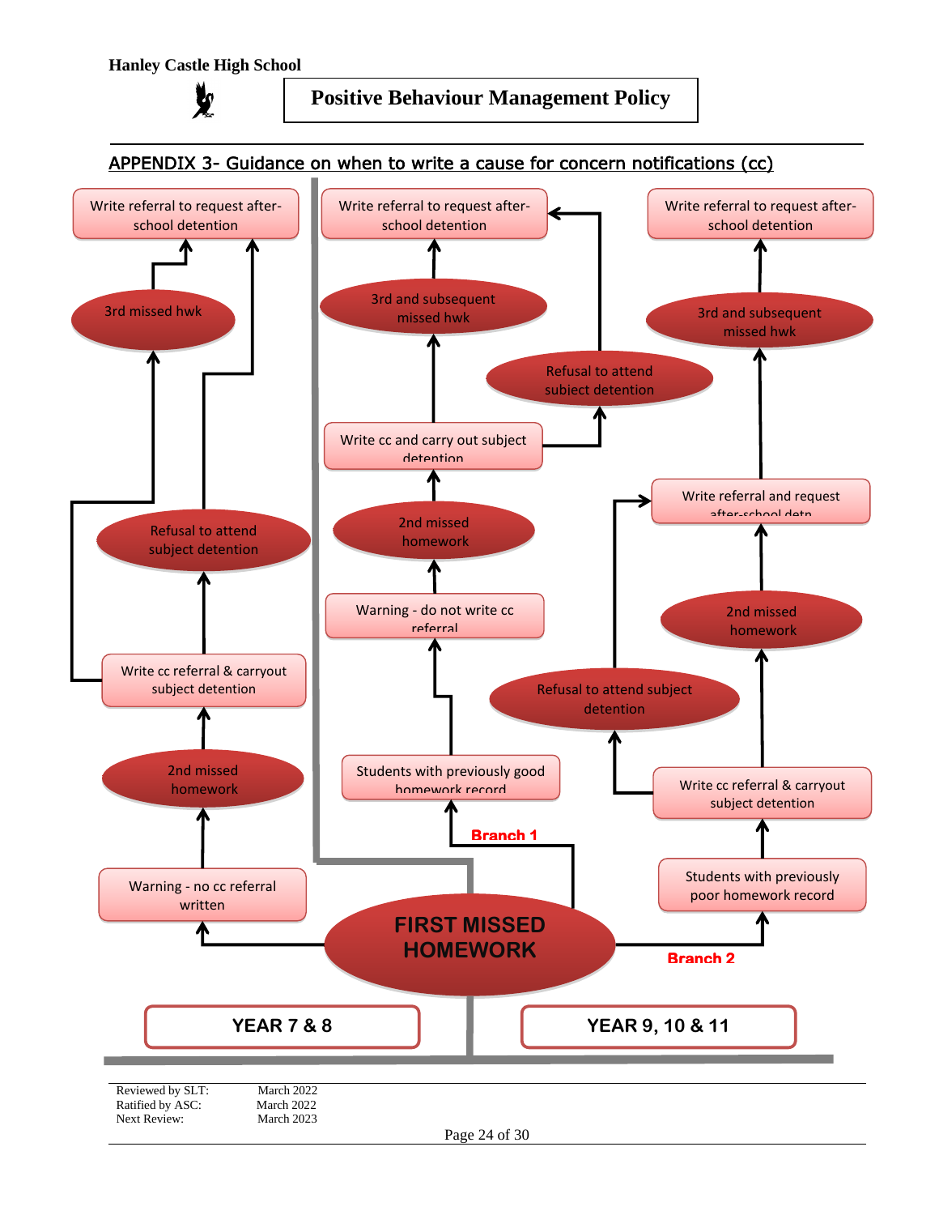## APPENDIX 3- Guidance on when to write a cause for concern notifications (cc)

**FIRST MISSED HOMEWORK**

### YEAR 7 & 8

- Warning - no cc referral written
- 2nd missed homework
- Write cc referral & carryout subject detention
  - 3rd missed hwk → Write referral to request after-school detention
  - Refusal to attend subject detention → Write referral to request after-school detention

### YEAR 9, 10 & 11

**Branch 1**

- Students with previously good homework record
- Warning - do not write cc referral
- 2nd missed homework
- Write cc and carry out subject detention
  - 3rd and subsequent missed hwk → Write referral to request after-school detention
  - Refusal to attend subject detention → Write referral to request after-school detention

**Branch 2**

- Students with previously poor homework record
- Write cc referral & carryout subject detention
  - Refusal to attend subject detention → Write referral and request after-school detn
  - 2nd missed homework → Write referral and request after-school detn
- 3rd and subsequent missed hwk → Write referral to request after-school detention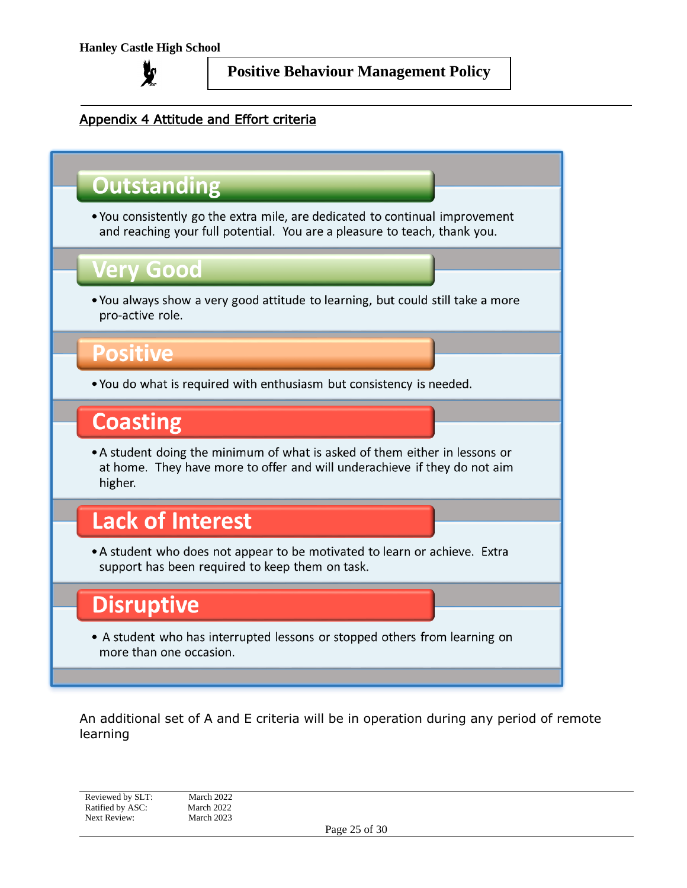## Appendix 4 Attitude and Effort criteria

### Outstanding

- You consistently go the extra mile, are dedicated to continual improvement and reaching your full potential. You are a pleasure to teach, thank you.

### Very Good

- You always show a very good attitude to learning, but could still take a more pro-active role.

### Positive

- You do what is required with enthusiasm but consistency is needed.

### Coasting

- A student doing the minimum of what is asked of them either in lessons or at home. They have more to offer and will underachieve if they do not aim higher.

### Lack of Interest

- A student who does not appear to be motivated to learn or achieve. Extra support has been required to keep them on task.

### Disruptive

- A student who has interrupted lessons or stopped others from learning on more than one occasion.

An additional set of A and E criteria will be in operation during any period of remote learning

| | |
|---|---|
| Reviewed by SLT: | March 2022 |
| Ratified by ASC: | March 2022 |
| Next Review: | March 2023 |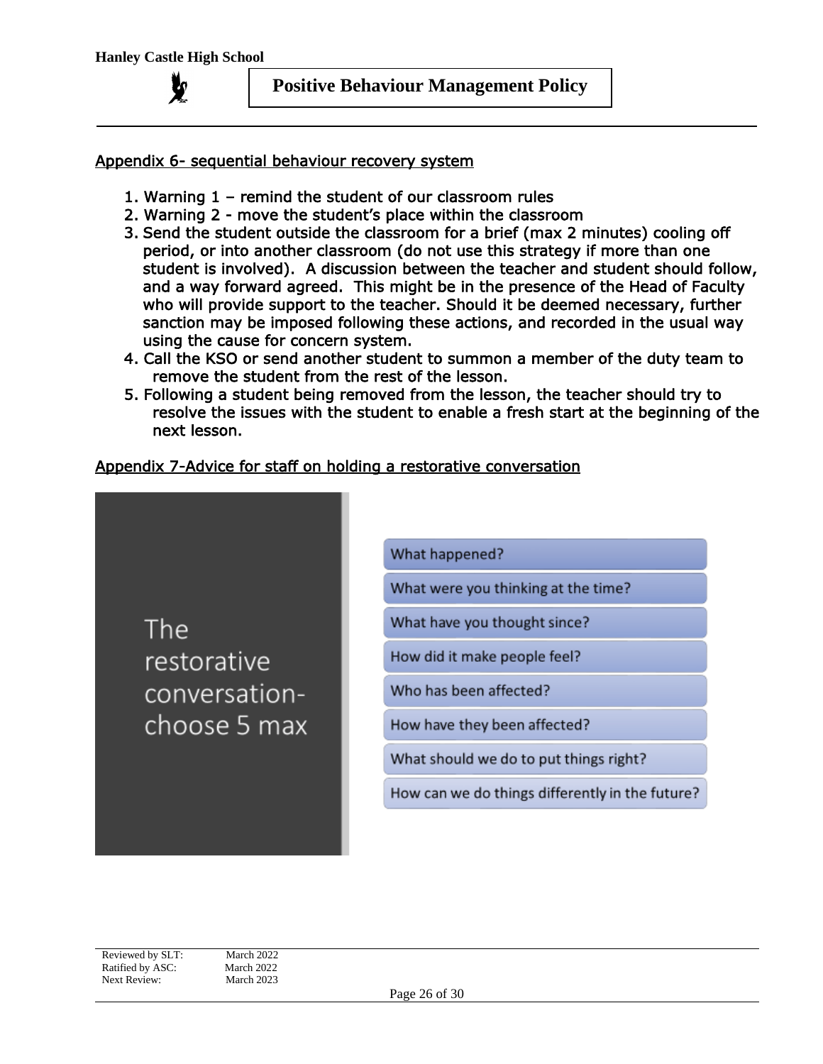## Appendix 6- sequential behaviour recovery system

1. Warning 1 – remind the student of our classroom rules
2. Warning 2 - move the student's place within the classroom
3. Send the student outside the classroom for a brief (max 2 minutes) cooling off period, or into another classroom (do not use this strategy if more than one student is involved). A discussion between the teacher and student should follow, and a way forward agreed. This might be in the presence of the Head of Faculty who will provide support to the teacher. Should it be deemed necessary, further sanction may be imposed following these actions, and recorded in the usual way using the cause for concern system.
4. Call the KSO or send another student to summon a member of the duty team to remove the student from the rest of the lesson.
5. Following a student being removed from the lesson, the teacher should try to resolve the issues with the student to enable a fresh start at the beginning of the next lesson.

## Appendix 7-Advice for staff on holding a restorative conversation

**The restorative conversation- choose 5 max**

- What happened?
- What were you thinking at the time?
- What have you thought since?
- How did it make people feel?
- Who has been affected?
- How have they been affected?
- What should we do to put things right?
- How can we do things differently in the future?

Reviewed by SLT: March 2022
Ratified by ASC: March 2022
Next Review: March 2023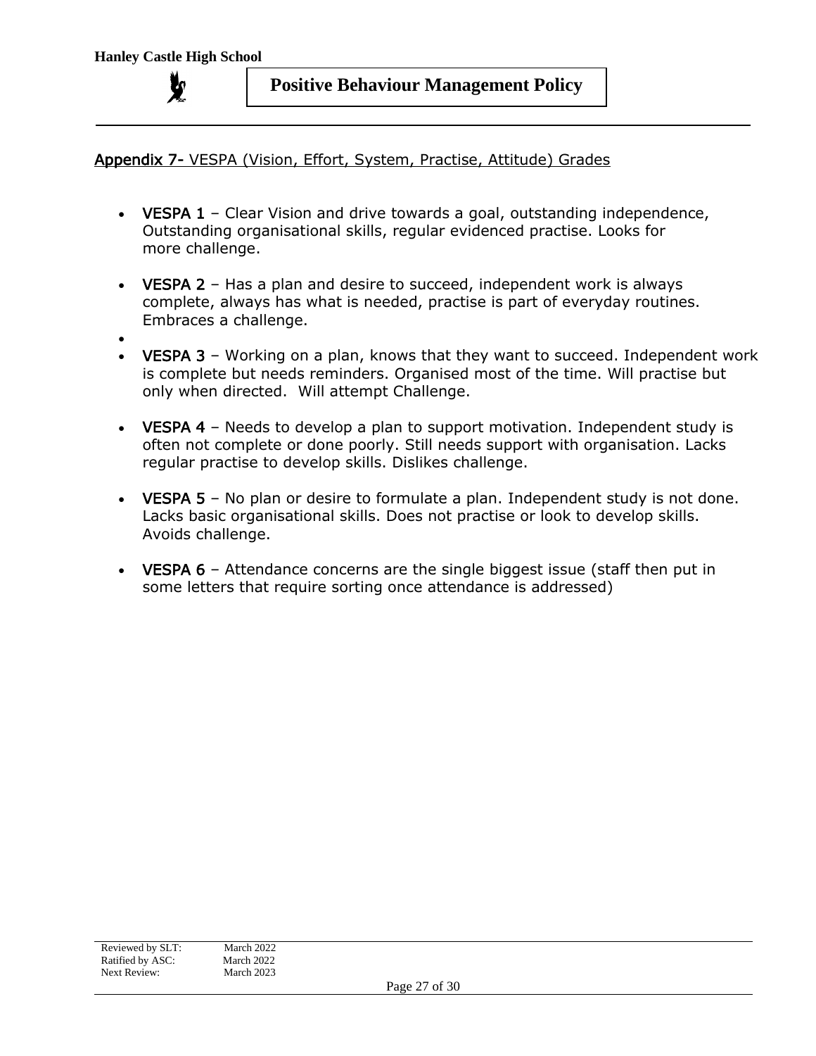## Appendix 7- VESPA (Vision, Effort, System, Practise, Attitude) Grades

- **VESPA 1** – Clear Vision and drive towards a goal, outstanding independence, Outstanding organisational skills, regular evidenced practise. Looks for more challenge.
- **VESPA 2** – Has a plan and desire to succeed, independent work is always complete, always has what is needed, practise is part of everyday routines. Embraces a challenge.
- **VESPA 3** – Working on a plan, knows that they want to succeed. Independent work is complete but needs reminders. Organised most of the time. Will practise but only when directed. Will attempt Challenge.
- **VESPA 4** – Needs to develop a plan to support motivation. Independent study is often not complete or done poorly. Still needs support with organisation. Lacks regular practise to develop skills. Dislikes challenge.
- **VESPA 5** – No plan or desire to formulate a plan. Independent study is not done. Lacks basic organisational skills. Does not practise or look to develop skills. Avoids challenge.
- **VESPA 6** – Attendance concerns are the single biggest issue (staff then put in some letters that require sorting once attendance is addressed)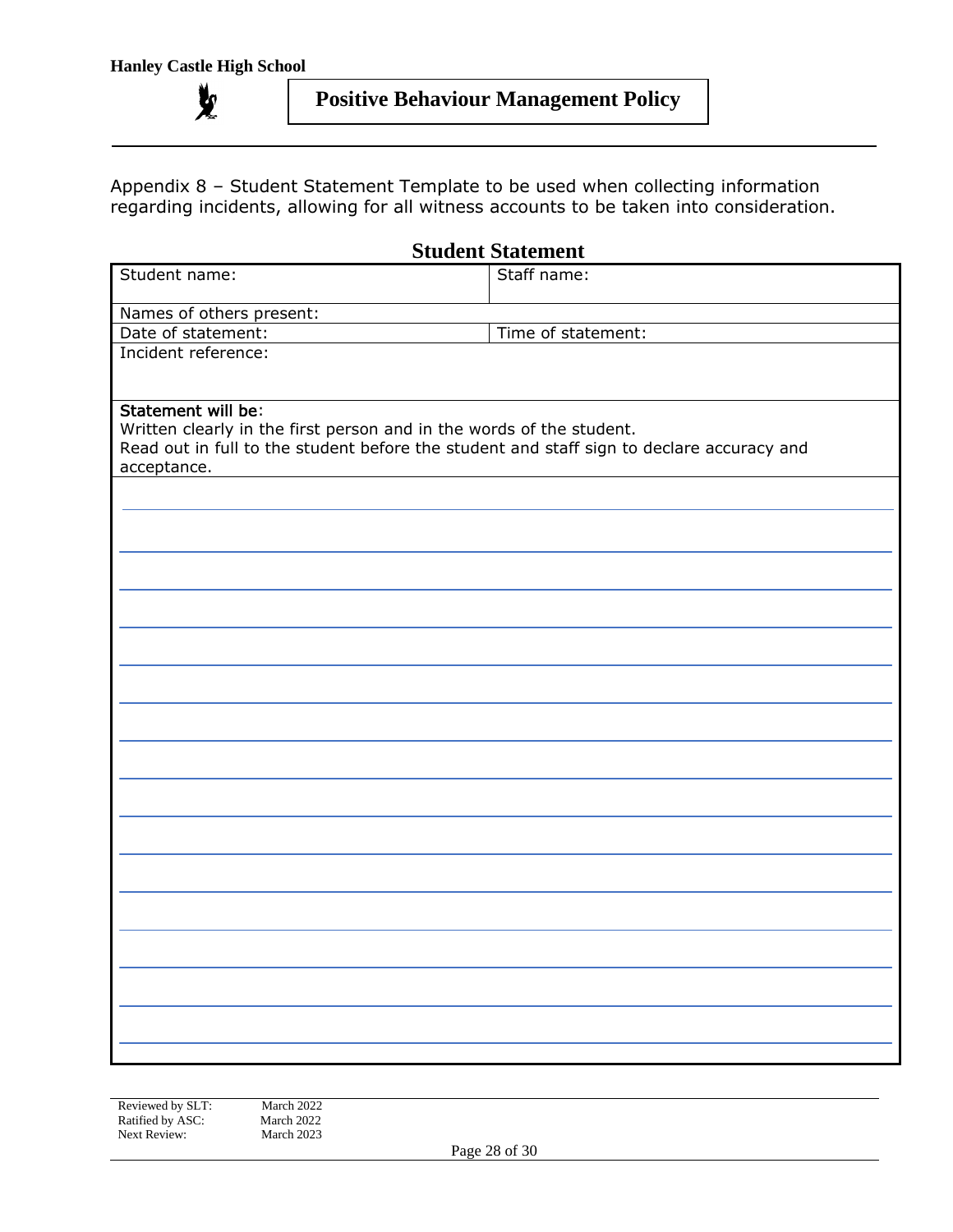Appendix 8 – Student Statement Template to be used when collecting information regarding incidents, allowing for all witness accounts to be taken into consideration.

## Student Statement

| Student name: | Staff name: |
|---|---|
| Names of others present: | |
| Date of statement: | Time of statement: |
| Incident reference: | |
| **Statement will be**:<br>Written clearly in the first person and in the words of the student.<br>Read out in full to the student before the student and staff sign to declare accuracy and acceptance. | |
| | |

Reviewed by SLT: March 2022
Ratified by ASC: March 2022
Next Review: March 2023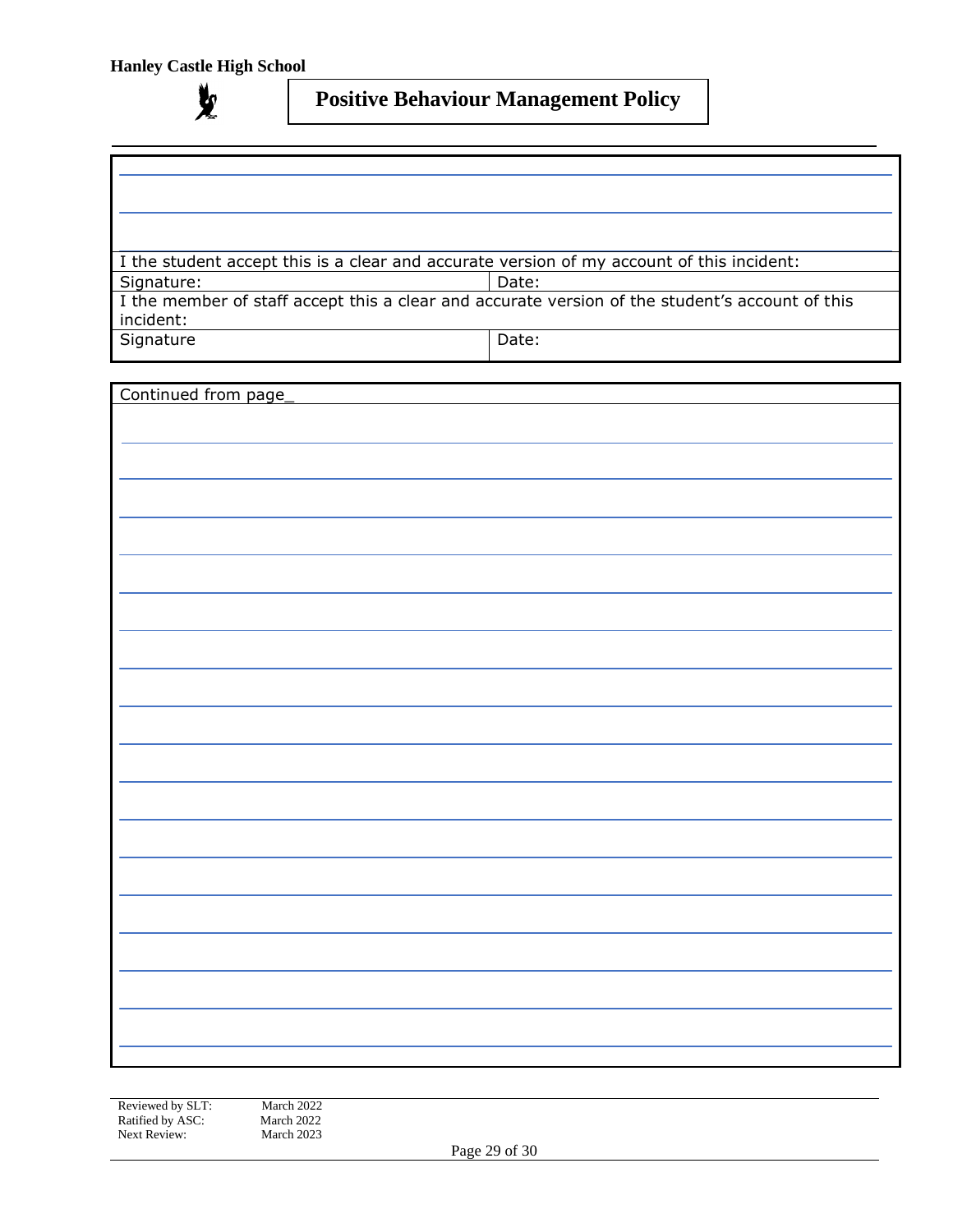I the student accept this is a clear and accurate version of my account of this incident:

| Signature: | Date: |
|---|---|

I the member of staff accept this a clear and accurate version of the student's account of this incident:

| Signature | Date: |
|---|---|

Continued from page_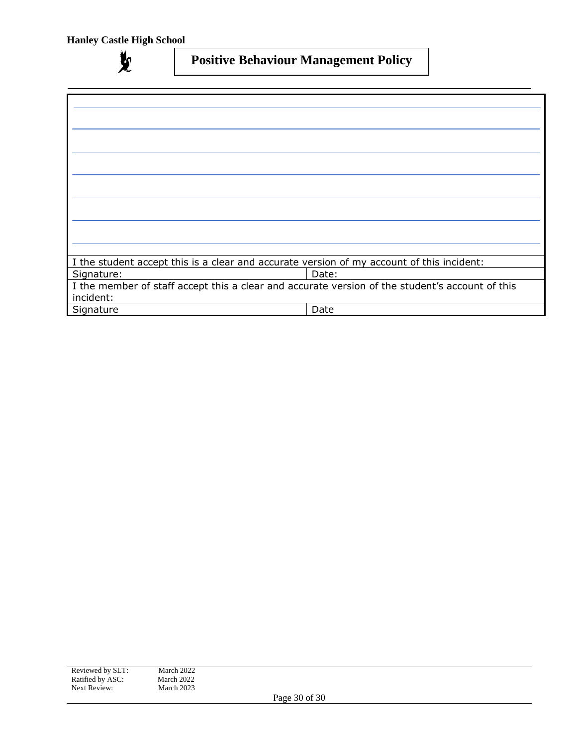| | |
|---|---|
| | |
| | |
| | |
| | |
| | |
| | |
| | |
| I the student accept this is a clear and accurate version of my account of this incident: | |
| Signature: | Date: |
| I the member of staff accept this a clear and accurate version of the student's account of this incident: | |
| Signature | Date |

Reviewed by SLT: March 2022
Ratified by ASC: March 2022
Next Review: March 2023